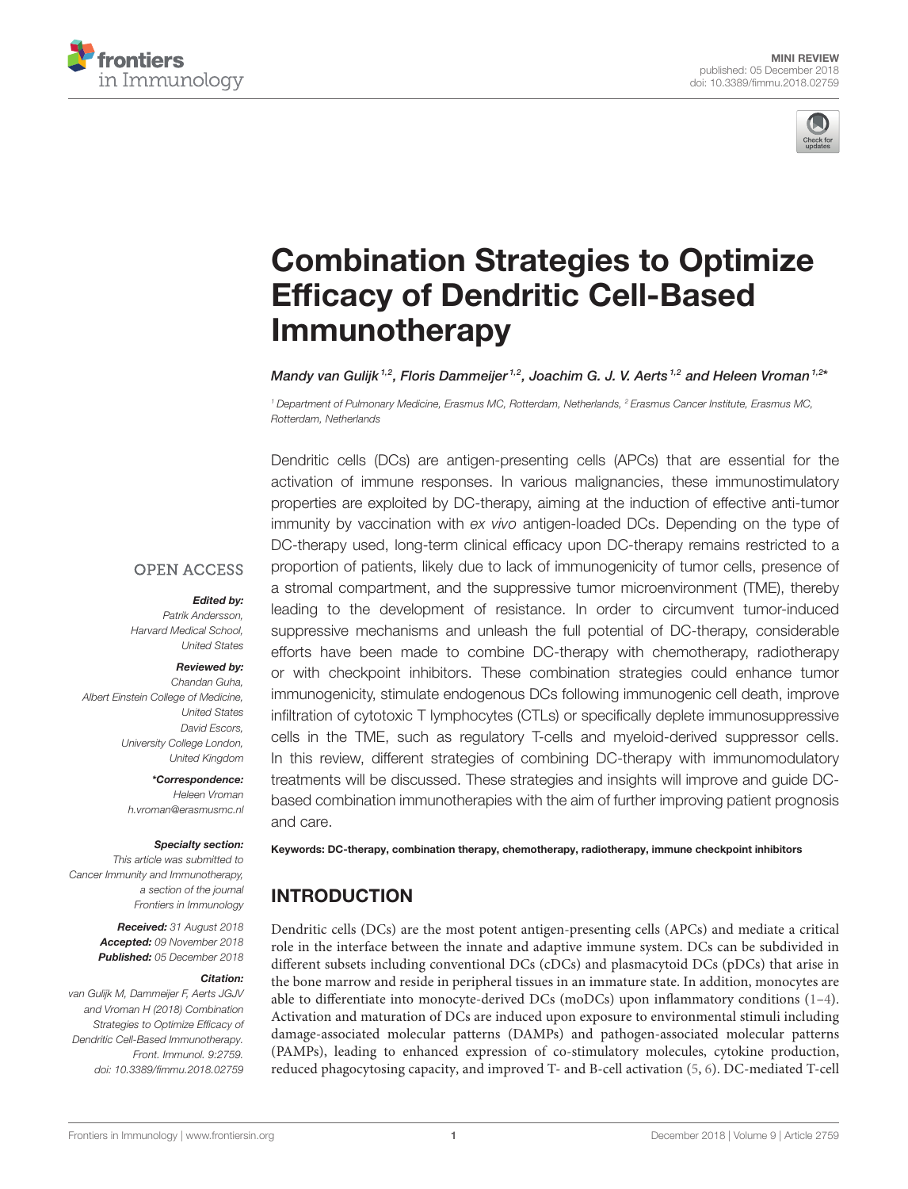MINI REVIEW
published: 05 December 2018
doi: 10.3389/fimmu.2018.02759

# Combination Strategies to Optimize Efficacy of Dendritic Cell-Based Immunotherapy

*Mandy van Gulijk[1,2], Floris Dammeijer[1,2], Joachim G. J. V. Aerts[1,2] and Heleen Vroman[1,2]**

[1] Department of Pulmonary Medicine, Erasmus MC, Rotterdam, Netherlands, [2] Erasmus Cancer Institute, Erasmus MC, Rotterdam, Netherlands

OPEN ACCESS

***Edited by:***
*Patrik Andersson, Harvard Medical School, United States*

***Reviewed by:***
*Chandan Guha, Albert Einstein College of Medicine, United States*
*David Escors, University College London, United Kingdom*

****Correspondence:***
*Heleen Vroman*
*h.vroman@erasmusmc.nl*

***Specialty section:***
*This article was submitted to Cancer Immunity and Immunotherapy, a section of the journal Frontiers in Immunology*

***Received:*** *31 August 2018*
***Accepted:*** *09 November 2018*
***Published:*** *05 December 2018*

***Citation:***
*van Gulijk M, Dammeijer F, Aerts JGJV and Vroman H (2018) Combination Strategies to Optimize Efficacy of Dendritic Cell-Based Immunotherapy. Front. Immunol. 9:2759. doi: 10.3389/fimmu.2018.02759*

Dendritic cells (DCs) are antigen-presenting cells (APCs) that are essential for the activation of immune responses. In various malignancies, these immunostimulatory properties are exploited by DC-therapy, aiming at the induction of effective anti-tumor immunity by vaccination with *ex vivo* antigen-loaded DCs. Depending on the type of DC-therapy used, long-term clinical efficacy upon DC-therapy remains restricted to a proportion of patients, likely due to lack of immunogenicity of tumor cells, presence of a stromal compartment, and the suppressive tumor microenvironment (TME), thereby leading to the development of resistance. In order to circumvent tumor-induced suppressive mechanisms and unleash the full potential of DC-therapy, considerable efforts have been made to combine DC-therapy with chemotherapy, radiotherapy or with checkpoint inhibitors. These combination strategies could enhance tumor immunogenicity, stimulate endogenous DCs following immunogenic cell death, improve infiltration of cytotoxic T lymphocytes (CTLs) or specifically deplete immunosuppressive cells in the TME, such as regulatory T-cells and myeloid-derived suppressor cells. In this review, different strategies of combining DC-therapy with immunomodulatory treatments will be discussed. These strategies and insights will improve and guide DC-based combination immunotherapies with the aim of further improving patient prognosis and care.

**Keywords: DC-therapy, combination therapy, chemotherapy, radiotherapy, immune checkpoint inhibitors**

## INTRODUCTION

Dendritic cells (DCs) are the most potent antigen-presenting cells (APCs) and mediate a critical role in the interface between the innate and adaptive immune system. DCs can be subdivided in different subsets including conventional DCs (cDCs) and plasmacytoid DCs (pDCs) that arise in the bone marrow and reside in peripheral tissues in an immature state. In addition, monocytes are able to differentiate into monocyte-derived DCs (moDCs) upon inflammatory conditions (1–4). Activation and maturation of DCs are induced upon exposure to environmental stimuli including damage-associated molecular patterns (DAMPs) and pathogen-associated molecular patterns (PAMPs), leading to enhanced expression of co-stimulatory molecules, cytokine production, reduced phagocytosing capacity, and improved T- and B-cell activation (5, 6). DC-mediated T-cell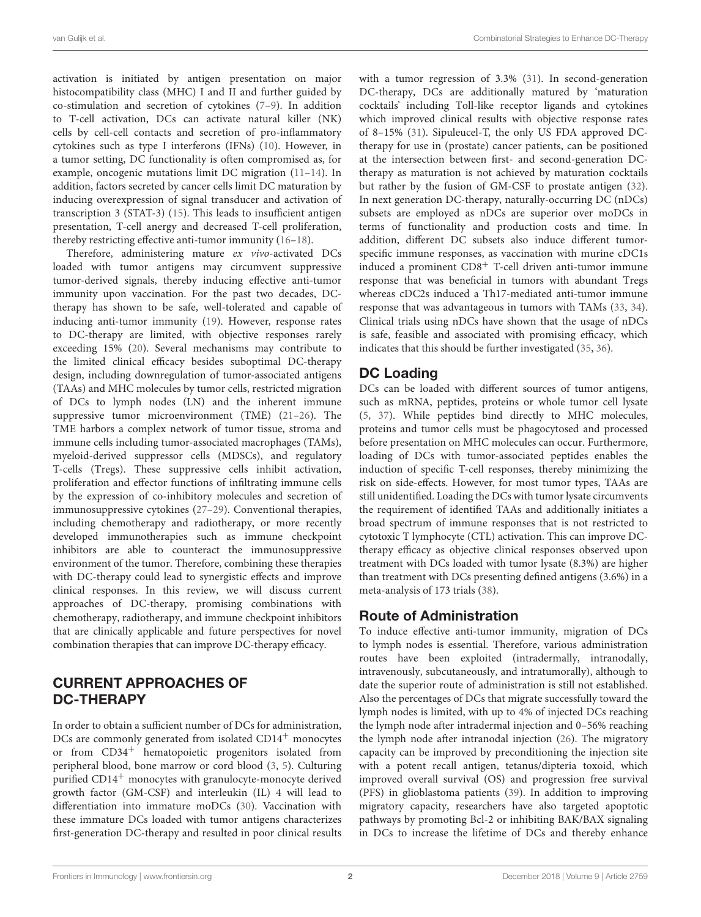activation is initiated by antigen presentation on major histocompatibility class (MHC) I and II and further guided by co-stimulation and secretion of cytokines (7–9). In addition to T-cell activation, DCs can activate natural killer (NK) cells by cell-cell contacts and secretion of pro-inflammatory cytokines such as type I interferons (IFNs) (10). However, in a tumor setting, DC functionality is often compromised as, for example, oncogenic mutations limit DC migration (11–14). In addition, factors secreted by cancer cells limit DC maturation by inducing overexpression of signal transducer and activation of transcription 3 (STAT-3) (15). This leads to insufficient antigen presentation, T-cell anergy and decreased T-cell proliferation, thereby restricting effective anti-tumor immunity (16–18).

Therefore, administering mature *ex vivo*-activated DCs loaded with tumor antigens may circumvent suppressive tumor-derived signals, thereby inducing effective anti-tumor immunity upon vaccination. For the past two decades, DC-therapy has shown to be safe, well-tolerated and capable of inducing anti-tumor immunity (19). However, response rates to DC-therapy are limited, with objective responses rarely exceeding 15% (20). Several mechanisms may contribute to the limited clinical efficacy besides suboptimal DC-therapy design, including downregulation of tumor-associated antigens (TAAs) and MHC molecules by tumor cells, restricted migration of DCs to lymph nodes (LN) and the inherent immune suppressive tumor microenvironment (TME) (21–26). The TME harbors a complex network of tumor tissue, stroma and immune cells including tumor-associated macrophages (TAMs), myeloid-derived suppressor cells (MDSCs), and regulatory T-cells (Tregs). These suppressive cells inhibit activation, proliferation and effector functions of infiltrating immune cells by the expression of co-inhibitory molecules and secretion of immunosuppressive cytokines (27–29). Conventional therapies, including chemotherapy and radiotherapy, or more recently developed immunotherapies such as immune checkpoint inhibitors are able to counteract the immunosuppressive environment of the tumor. Therefore, combining these therapies with DC-therapy could lead to synergistic effects and improve clinical responses. In this review, we will discuss current approaches of DC-therapy, promising combinations with chemotherapy, radiotherapy, and immune checkpoint inhibitors that are clinically applicable and future perspectives for novel combination therapies that can improve DC-therapy efficacy.

## CURRENT APPROACHES OF DC-THERAPY

In order to obtain a sufficient number of DCs for administration, DCs are commonly generated from isolated $CD14^{+}$ monocytes or from $CD34^{+}$ hematopoietic progenitors isolated from peripheral blood, bone marrow or cord blood (3, 5). Culturing purified $CD14^{+}$ monocytes with granulocyte-monocyte derived growth factor (GM-CSF) and interleukin (IL) 4 will lead to differentiation into immature moDCs (30). Vaccination with these immature DCs loaded with tumor antigens characterizes first-generation DC-therapy and resulted in poor clinical results with a tumor regression of 3.3% (31). In second-generation DC-therapy, DCs are additionally matured by 'maturation cocktails' including Toll-like receptor ligands and cytokines which improved clinical results with objective response rates of 8–15% (31). Sipuleucel-T, the only US FDA approved DC-therapy for use in (prostate) cancer patients, can be positioned at the intersection between first- and second-generation DC-therapy as maturation is not achieved by maturation cocktails but rather by the fusion of GM-CSF to prostate antigen (32). In next generation DC-therapy, naturally-occurring DC (nDCs) subsets are employed as nDCs are superior over moDCs in terms of functionality and production costs and time. In addition, different DC subsets also induce different tumor-specific immune responses, as vaccination with murine cDC1s induced a prominent $CD8^{+}$ T-cell driven anti-tumor immune response that was beneficial in tumors with abundant Tregs whereas cDC2s induced a Th17-mediated anti-tumor immune response that was advantageous in tumors with TAMs (33, 34). Clinical trials using nDCs have shown that the usage of nDCs is safe, feasible and associated with promising efficacy, which indicates that this should be further investigated (35, 36).

### DC Loading

DCs can be loaded with different sources of tumor antigens, such as mRNA, peptides, proteins or whole tumor cell lysate (5, 37). While peptides bind directly to MHC molecules, proteins and tumor cells must be phagocytosed and processed before presentation on MHC molecules can occur. Furthermore, loading of DCs with tumor-associated peptides enables the induction of specific T-cell responses, thereby minimizing the risk on side-effects. However, for most tumor types, TAAs are still unidentified. Loading the DCs with tumor lysate circumvents the requirement of identified TAAs and additionally initiates a broad spectrum of immune responses that is not restricted to cytotoxic T lymphocyte (CTL) activation. This can improve DC-therapy efficacy as objective clinical responses observed upon treatment with DCs loaded with tumor lysate (8.3%) are higher than treatment with DCs presenting defined antigens (3.6%) in a meta-analysis of 173 trials (38).

### Route of Administration

To induce effective anti-tumor immunity, migration of DCs to lymph nodes is essential. Therefore, various administration routes have been exploited (intradermally, intranodally, intravenously, subcutaneously, and intratumorally), although to date the superior route of administration is still not established. Also the percentages of DCs that migrate successfully toward the lymph nodes is limited, with up to 4% of injected DCs reaching the lymph node after intradermal injection and 0–56% reaching the lymph node after intranodal injection (26). The migratory capacity can be improved by preconditioning the injection site with a potent recall antigen, tetanus/dipteria toxoid, which improved overall survival (OS) and progression free survival (PFS) in glioblastoma patients (39). In addition to improving migratory capacity, researchers have also targeted apoptotic pathways by promoting Bcl-2 or inhibiting BAK/BAX signaling in DCs to increase the lifetime of DCs and thereby enhance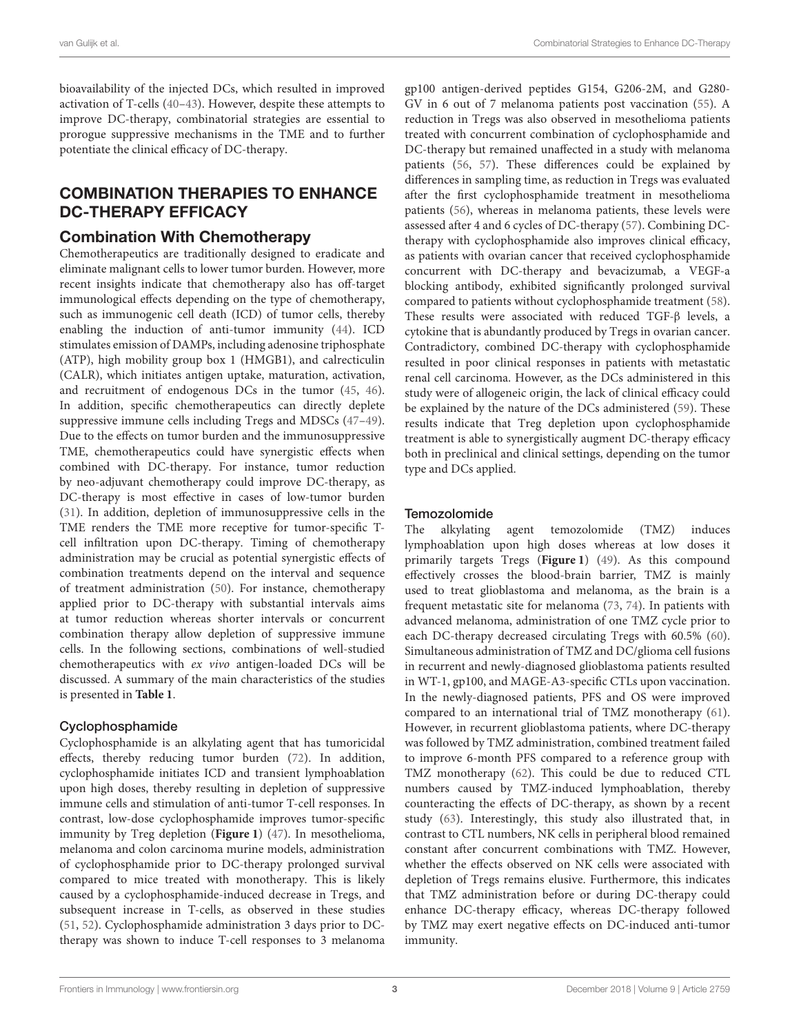bioavailability of the injected DCs, which resulted in improved activation of T-cells (40–43). However, despite these attempts to improve DC-therapy, combinatorial strategies are essential to prorogue suppressive mechanisms in the TME and to further potentiate the clinical efficacy of DC-therapy.

## COMBINATION THERAPIES TO ENHANCE DC-THERAPY EFFICACY

### Combination With Chemotherapy

Chemotherapeutics are traditionally designed to eradicate and eliminate malignant cells to lower tumor burden. However, more recent insights indicate that chemotherapy also has off-target immunological effects depending on the type of chemotherapy, such as immunogenic cell death (ICD) of tumor cells, thereby enabling the induction of anti-tumor immunity (44). ICD stimulates emission of DAMPs, including adenosine triphosphate (ATP), high mobility group box 1 (HMGB1), and calrecticulin (CALR), which initiates antigen uptake, maturation, activation, and recruitment of endogenous DCs in the tumor (45, 46). In addition, specific chemotherapeutics can directly deplete suppressive immune cells including Tregs and MDSCs (47–49). Due to the effects on tumor burden and the immunosuppressive TME, chemotherapeutics could have synergistic effects when combined with DC-therapy. For instance, tumor reduction by neo-adjuvant chemotherapy could improve DC-therapy, as DC-therapy is most effective in cases of low-tumor burden (31). In addition, depletion of immunosuppressive cells in the TME renders the TME more receptive for tumor-specific T-cell infiltration upon DC-therapy. Timing of chemotherapy administration may be crucial as potential synergistic effects of combination treatments depend on the interval and sequence of treatment administration (50). For instance, chemotherapy applied prior to DC-therapy with substantial intervals aims at tumor reduction whereas shorter intervals or concurrent combination therapy allow depletion of suppressive immune cells. In the following sections, combinations of well-studied chemotherapeutics with *ex vivo* antigen-loaded DCs will be discussed. A summary of the main characteristics of the studies is presented in **Table 1**.

#### Cyclophosphamide

Cyclophosphamide is an alkylating agent that has tumoricidal effects, thereby reducing tumor burden (72). In addition, cyclophosphamide initiates ICD and transient lymphoablation upon high doses, thereby resulting in depletion of suppressive immune cells and stimulation of anti-tumor T-cell responses. In contrast, low-dose cyclophosphamide improves tumor-specific immunity by Treg depletion (**Figure 1**) (47). In mesothelioma, melanoma and colon carcinoma murine models, administration of cyclophosphamide prior to DC-therapy prolonged survival compared to mice treated with monotherapy. This is likely caused by a cyclophosphamide-induced decrease in Tregs, and subsequent increase in T-cells, as observed in these studies (51, 52). Cyclophosphamide administration 3 days prior to DC-therapy was shown to induce T-cell responses to 3 melanoma gp100 antigen-derived peptides G154, G206-2M, and G280-GV in 6 out of 7 melanoma patients post vaccination (55). A reduction in Tregs was also observed in mesothelioma patients treated with concurrent combination of cyclophosphamide and DC-therapy but remained unaffected in a study with melanoma patients (56, 57). These differences could be explained by differences in sampling time, as reduction in Tregs was evaluated after the first cyclophosphamide treatment in mesothelioma patients (56), whereas in melanoma patients, these levels were assessed after 4 and 6 cycles of DC-therapy (57). Combining DC-therapy with cyclophosphamide also improves clinical efficacy, as patients with ovarian cancer that received cyclophosphamide concurrent with DC-therapy and bevacizumab, a VEGF-a blocking antibody, exhibited significantly prolonged survival compared to patients without cyclophosphamide treatment (58). These results were associated with reduced TGF-β levels, a cytokine that is abundantly produced by Tregs in ovarian cancer. Contradictory, combined DC-therapy with cyclophosphamide resulted in poor clinical responses in patients with metastatic renal cell carcinoma. However, as the DCs administered in this study were of allogeneic origin, the lack of clinical efficacy could be explained by the nature of the DCs administered (59). These results indicate that Treg depletion upon cyclophosphamide treatment is able to synergistically augment DC-therapy efficacy both in preclinical and clinical settings, depending on the tumor type and DCs applied.

#### Temozolomide

The alkylating agent temozolomide (TMZ) induces lymphoablation upon high doses whereas at low doses it primarily targets Tregs (**Figure 1**) (49). As this compound effectively crosses the blood-brain barrier, TMZ is mainly used to treat glioblastoma and melanoma, as the brain is a frequent metastatic site for melanoma (73, 74). In patients with advanced melanoma, administration of one TMZ cycle prior to each DC-therapy decreased circulating Tregs with 60.5% (60). Simultaneous administration of TMZ and DC/glioma cell fusions in recurrent and newly-diagnosed glioblastoma patients resulted in WT-1, gp100, and MAGE-A3-specific CTLs upon vaccination. In the newly-diagnosed patients, PFS and OS were improved compared to an international trial of TMZ monotherapy (61). However, in recurrent glioblastoma patients, where DC-therapy was followed by TMZ administration, combined treatment failed to improve 6-month PFS compared to a reference group with TMZ monotherapy (62). This could be due to reduced CTL numbers caused by TMZ-induced lymphoablation, thereby counteracting the effects of DC-therapy, as shown by a recent study (63). Interestingly, this study also illustrated that, in contrast to CTL numbers, NK cells in peripheral blood remained constant after concurrent combinations with TMZ. However, whether the effects observed on NK cells were associated with depletion of Tregs remains elusive. Furthermore, this indicates that TMZ administration before or during DC-therapy could enhance DC-therapy efficacy, whereas DC-therapy followed by TMZ may exert negative effects on DC-induced anti-tumor immunity.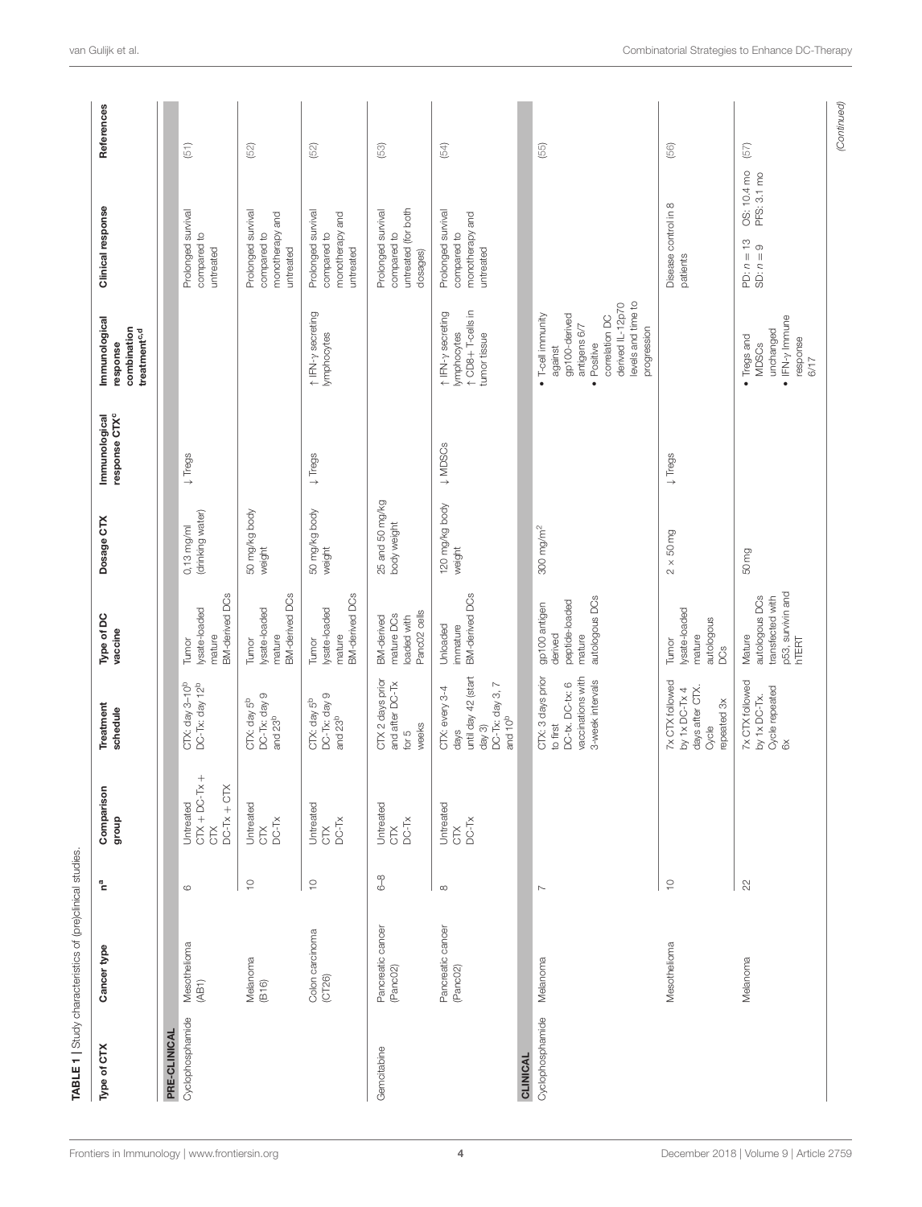**TABLE 1 |** Study characteristics of (pre)clinical studies.

| Type of CTX | Cancer type | n[a] | Comparison group | Treatment schedule | Type of DC vaccine | Dosage CTX | Immunological response CTX[c] | Immunological response combination treatment[c,d] | Clinical response | References |
|---|---|---|---|---|---|---|---|---|---|---|
| **PRE-CLINICAL** | | | | | | | | | | |
| Cyclophosphamide | Mesothelioma (AB1) | 6 | Untreated<br>CTX + DC-Tx + CTX<br>DC-Tx + CTX | CTX: day 3–10[b]<br>DC-Tx: day 12[b] | Tumor lysate-loaded mature BM-derived DCs | 0.13 mg/ml (drinking water) | ↓ Tregs | | Prolonged survival compared to untreated | (51) |
| | Melanoma (B16) | 10 | Untreated<br>CTX<br>DC-Tx | CTX: day 5[b]<br>DC-Tx: day 9 and 23[b] | Tumor lysate-loaded mature BM-derived DCs | 50 mg/kg body weight | | | Prolonged survival compared to monotherapy and untreated | (52) |
| | Colon carcinoma (CT26) | 10 | Untreated<br>CTX<br>DC-Tx | CTX: day 5[b]<br>DC-Tx: day 9 and 23[b] | Tumor lysate-loaded mature BM-derived DCs | 50 mg/kg body weight | ↓ Tregs | ↑ IFN-γ secreting lymphocytes | Prolonged survival compared to monotherapy and untreated | (52) |
| Gemcitabine | Pancreatic cancer (Panc02) | 6–8 | Untreated<br>CTX<br>DC-Tx | CTX 2 days prior and after DC-Tx for 5 weeks | BM-derived mature DCs loaded with Panc02 cells | 25 and 50 mg/kg body weight | | | Prolonged survival compared to untreated (for both dosages) | (53) |
| | Pancreatic cancer (Panc02) | 8 | Untreated<br>CTX<br>DC-Tx | CTX: every 3-4 days until day 42 (start day 3)<br>DC-Tx: day 3, 7 and 10[b] | Unloaded immature BM-derived DCs | 120 mg/kg body weight | ↓ MDSCs | ↑ IFN-γ secreting lymphocytes<br>↑ CD8+ T-cells in tumor tissue | Prolonged survival compared to monotherapy and untreated | (54) |
| **CLINICAL** | | | | | | | | | | |
| Cyclophosphamide | Melanoma | 7 | | CTX: 3 days prior to first DC-tx. DC-tx: 6 vaccinations with 3-week intervals | gp100 antigen derived peptide-loaded mature autologous DCs | 300 mg/m[2] | | • T-cell immunity against gp100-derived antigens 6/7<br>• Positive correlation DC derived IL-12p70 levels and time to progression | | (55) |
| | Mesothelioma | 10 | | 7x CTX followed by 1x DC-Tx 4 days after CTX. Cycle repeated 3x | Tumor lysate-loaded mature autologous DCs | 2 × 50 mg | ↓ Tregs | | Disease control in 8 patients | (56) |
| | Melanoma | 22 | | 7x CTX followed by 1x DC-Tx. Cycle repeated 6x | Mature autologous DCs transfected with p53, survivin and hTERT | 50 mg | | • Tregs and MDSCs unchanged<br>• IFN-γ Immune response 6/17 | PD: $n = 13$ OS: 10.4 mo<br>SD: $n = 9$ PFS: 3.1 mo | (57) |

(Continued)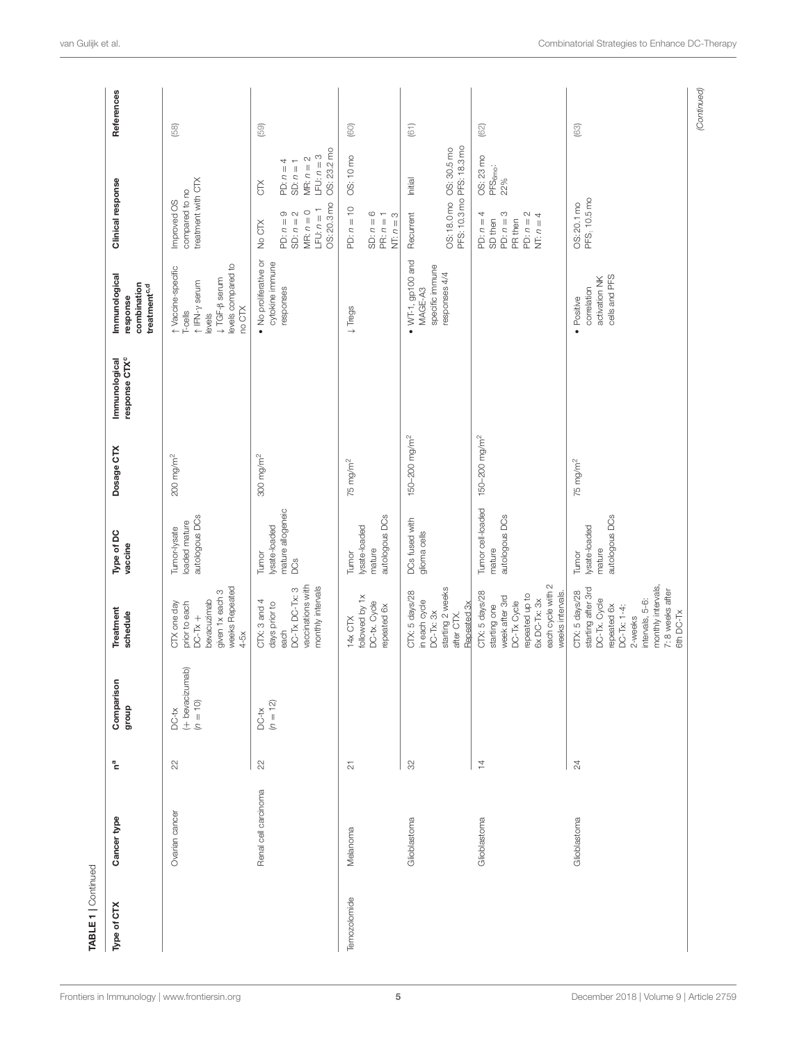**TABLE 1** | Continued

| Type of CTX | Cancer type | n[a] | Comparison group | Treatment schedule | Type of DC vaccine | Dosage CTX | Immunological response CTX[c] | Immunological response combination treatment[c,d] | Clinical response | References |
|---|---|---|---|---|---|---|---|---|---|---|
| | Ovarian cancer | 22 | DC-tx (+ bevacizumab) (n = 10) | CTX one day prior to each DC-Tx + bevacizumab given 1x each 3 weeks Repeated 4-5x | Tumor-lysate loaded mature autologous DCs | 200 mg/m$^2$ | | ↑ Vaccine-specific T-cells ↑ IFN-γ serum levels ↓ TGF-β serum levels compared to no CTX | Improved OS compared to no treatment with CTX | (58) |
| | Renal cell carcinoma | 22 | DC-tx (n = 12) | CTX: 3 and 4 days prior to each DC-Tx DC-Tx: 3 vaccinations with monthly intervals | Tumor lysate-loaded mature allogeneic DCs | 300 mg/m$^2$ | | • No proliferative or cytokine immune responses | No CTX: PD: n = 9, SD: n = 2, MR: n = 0, LFU: n = 1, OS: 20.3 mo; CTX: PD: n = 4, SD: n = 1, MR: n = 2, LFU: n = 3, OS: 23.2 mo | (59) |
| Temozolomide | Melanoma | 21 | | 14x CTX followed by 1x DC-tx. Cycle repeated 6x | Tumor lysate-loaded mature autologous DCs | 75 mg/m$^2$ | | ↓ Tregs | PD: n = 10, SD: n = 6, PR: n = 1, NT: n = 3, OS: 10 mo | (60) |
| | Glioblastoma | 32 | | CTX: 5 days/28 in each cycle DC-Tx: 3x starting 2 weeks after CTX. Repeated 3x | DCs fused with glioma cells | 150–200 mg/m$^2$ | | • WT-1, gp100 and MAGE-A3 specific immune responses 4/4 | Recurrent: OS: 18.0 mo, PFS: 10.3 mo; Initial: OS: 30.5 mo, PFS: 18.3 mo | (61) |
| | Glioblastoma | 14 | | CTX: 5 days/28 starting one week after 3rd DC-Tx Cycle repeated up to 6x DC-Tx: 3x each cycle with 2 weeks intervals. | Tumor cell-loaded mature autologous DCs | 150–200 mg/m$^2$ | | | PD: n = 4, SD then PD: n = 3, PR then PD: n = 2, NT: n = 4; OS: 23 mo, PFS$_{6mo}$: 22% | (62) |
| | Glioblastoma | 24 | | CTX: 5 days/28 starting after 3rd DC-Tx. Cycle repeated 6x DC-Tx: 1-4: 2-weeks intervals, 5-6: monthly intervals, 7: 8 weeks after 6th DC-Tx | Tumor lysate-loaded mature autologous DCs | 75 mg/m$^2$ | | • Positive correlation activation NK cells and PFS | OS: 20.1 mo, PFS: 10.5 mo | (63) |

*(Continued)*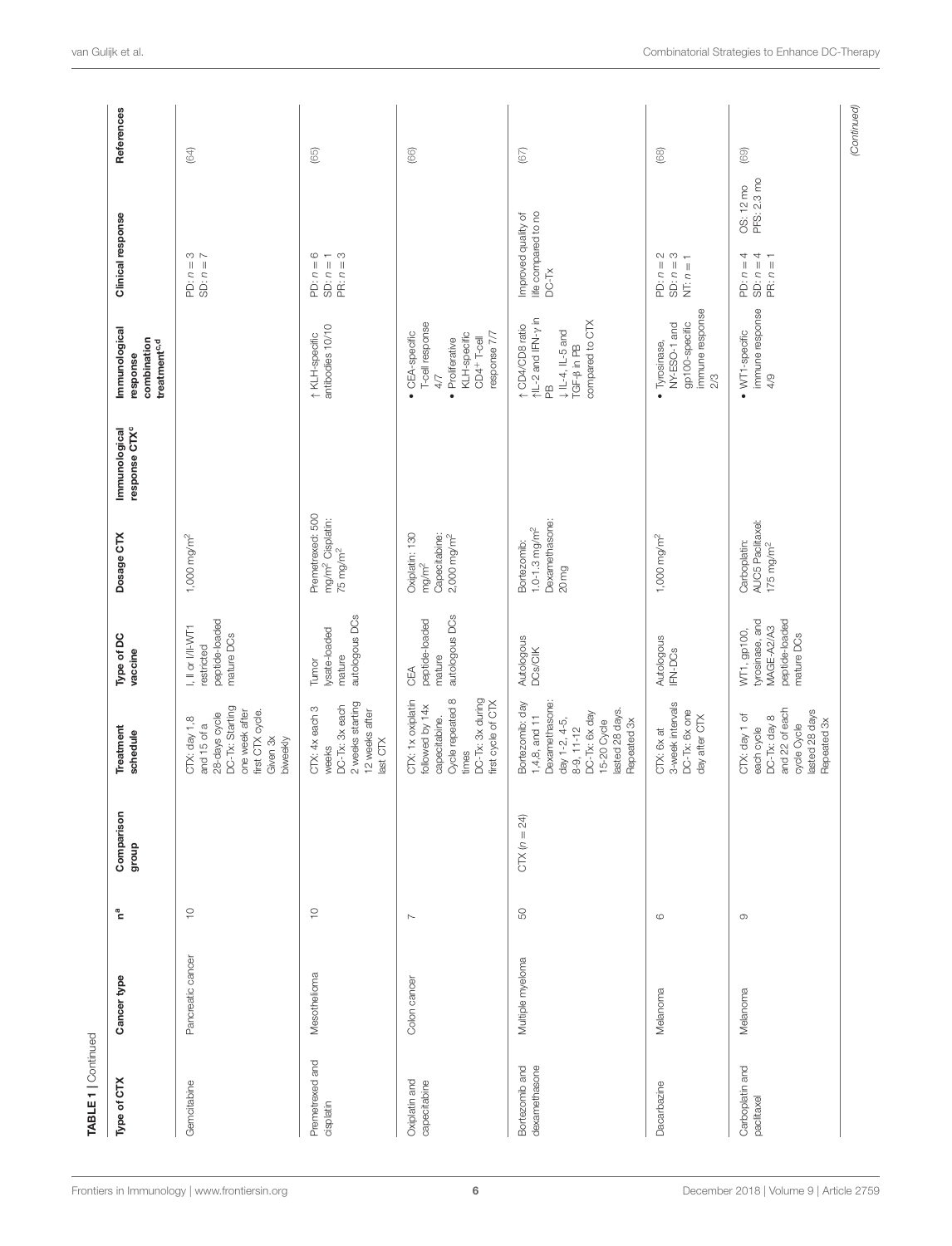TABLE 1 | Continued

| Type of CTX | Cancer type | n[a] | Comparison group | Treatment schedule | Type of DC vaccine | Dosage CTX | Immunological response CTX[c] | Immunological response combination treatment[c,d] | Clinical response | | References |
|---|---|---|---|---|---|---|---|---|---|---|---|
| Gemcitabine | Pancreatic cancer | 10 | | CTX: day 1,8 and 15 of a 28-days cycle DC-Tx: Starting one week after first CTX cycle. Given 3x biweekly | I, II or I/II-WT1 restricted peptide-loaded mature DCs | 1,000 mg/m[2] | | | PD: $n = 3$ SD: $n = 7$ | | (64) |
| Premetrexed and cisplatin | Mesothelioma | 10 | | CTX: 4x each 3 weeks DC-Tx: 3x each 2 weeks starting 12 weeks after last CTX | Tumor lysate-loaded mature autologous DCs | Premetrexed: 500 mg/m[2] Cisplatin: 75 mg/m[2] | | ↑ KLH-specific antibodies 10/10 | PD: $n = 6$ SD: $n = 1$ PR: $n = 3$ | | (65) |
| Oxiplatin and capecitabine | Colon cancer | 7 | | CTX: 1x oxiplatin followed by 14x capecitabine. Cycle repeated 8 times DC-Tx: 3x during first cycle of CTX | CEA peptide-loaded mature autologous DCs | Oxiplatin: 130 mg/m[2] Capecitabine: 2,000 mg/m[2] | | • CEA-specific T-cell response 4/7 • Proliferative KLH-specific $CD4^+$ T-cell response 7/7 | | | (66) |
| Bortezomib and dexamethasone | Multiple myeloma | 50 | CTX ($n = 24$) | Bortezomib: day 1,4,8, and 11 Dexamethasone: day 1-2, 4-5, 8-9, 11-12 DC-Tx: 6x day 15-20 Cycle lasted 28 days. Repeated 3x | Autologous DCs/CIK | Bortezomib: 1.0-1.3 mg/m[2] Dexamethasone: 20 mg | | ↑ CD4/CD8 ratio ↑IL-2 and IFN-γ in PB ↓ IL-4, IL-5 and TGF-β in PB compared to CTX | Improved quality of life compared to no DC-Tx | | (67) |
| Dacarbazine | Melanoma | 6 | | CTX: 6x at 3-week intervals DC-Tx: 6x one day after CTX | Autologous IFN-DCs | 1,000 mg/m[2] | | • Tyrosinase, NY-ESO-1 and gp100-specific immune response 2/3 | PD: $n = 2$ SD: $n = 3$ NT: $n = 1$ | | (68) |
| Carboplatin and paclitaxel | Melanoma | 9 | | CTX: day 1 of each cycle DC-Tx: day 8 and 22 of each cycle Cycle lasted 28 days Repeated 3x | WT1, gp100, tyrosinase, and MAGE-A2/A3 peptide-loaded mature DCs | Carboplatin: AUC5 Paclitaxel: 175 mg/m[2] | | • WT1-specific immune response 4/9 | PD: $n = 4$ SD: $n = 4$ PR: $n = 1$ | OS: 12 mo PFS: 2.3 mo | (69) |

(Continued)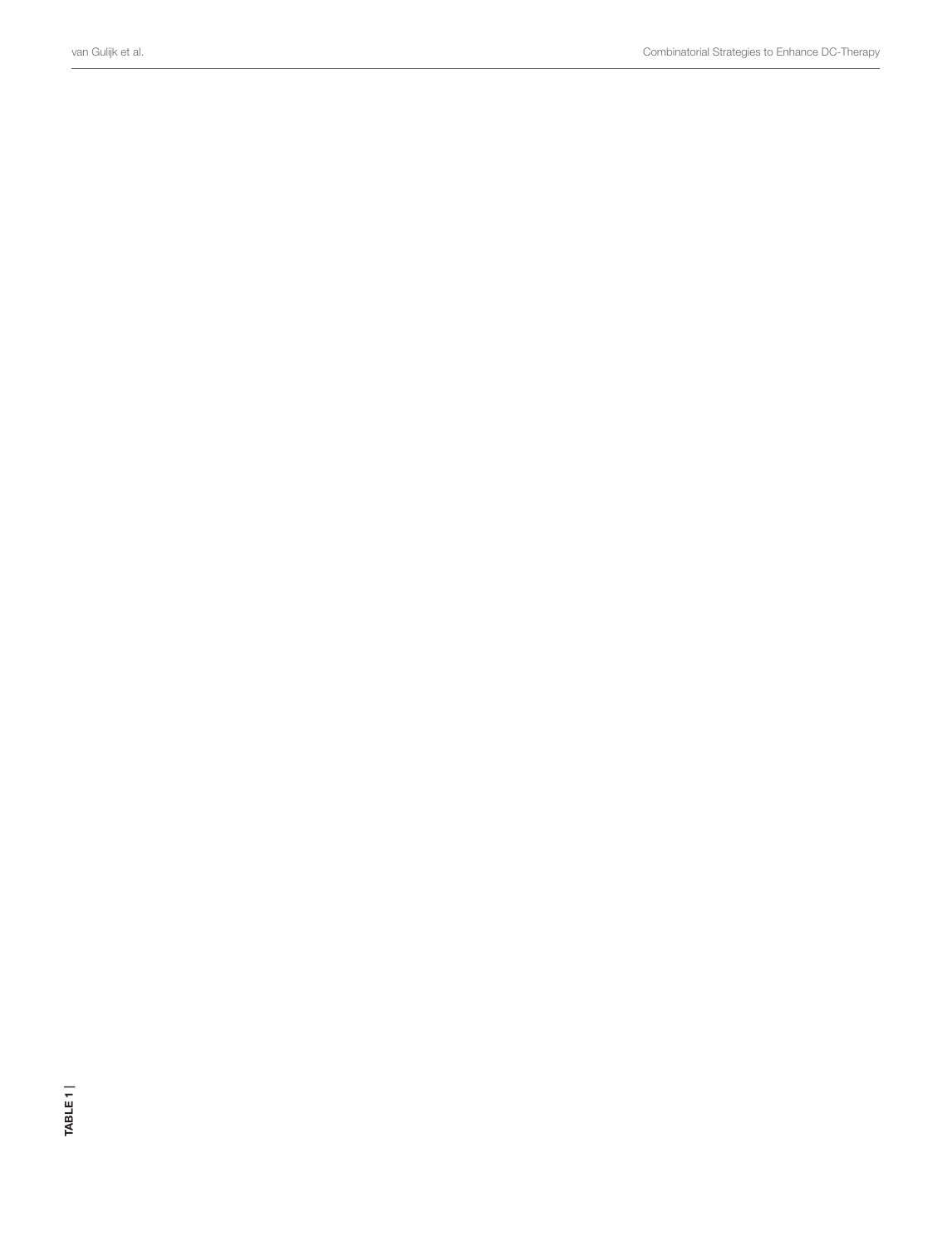**TABLE 1 |**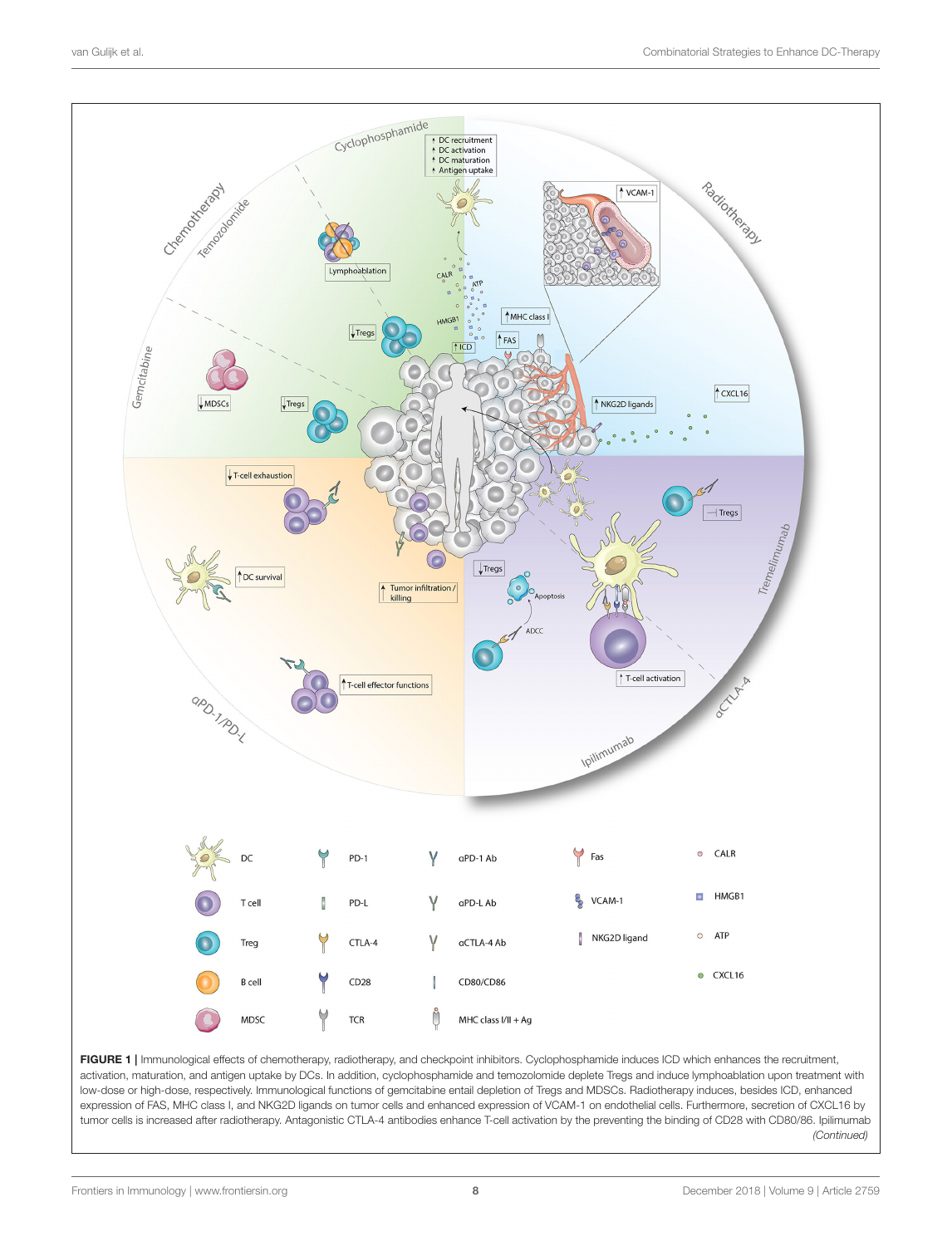**FIGURE 1 |** Immunological effects of chemotherapy, radiotherapy, and checkpoint inhibitors. Cyclophosphamide induces ICD which enhances the recruitment, activation, maturation, and antigen uptake by DCs. In addition, cyclophosphamide and temozolomide deplete Tregs and induce lymphoablation upon treatment with low-dose or high-dose, respectively. Immunological functions of gemcitabine entail depletion of Tregs and MDSCs. Radiotherapy induces, besides ICD, enhanced expression of FAS, MHC class I, and NKG2D ligands on tumor cells and enhanced expression of VCAM-1 on endothelial cells. Furthermore, secretion of CXCL16 by tumor cells is increased after radiotherapy. Antagonistic CTLA-4 antibodies enhance T-cell activation by the preventing the binding of CD28 with CD80/86. Ipilimumab *(Continued)*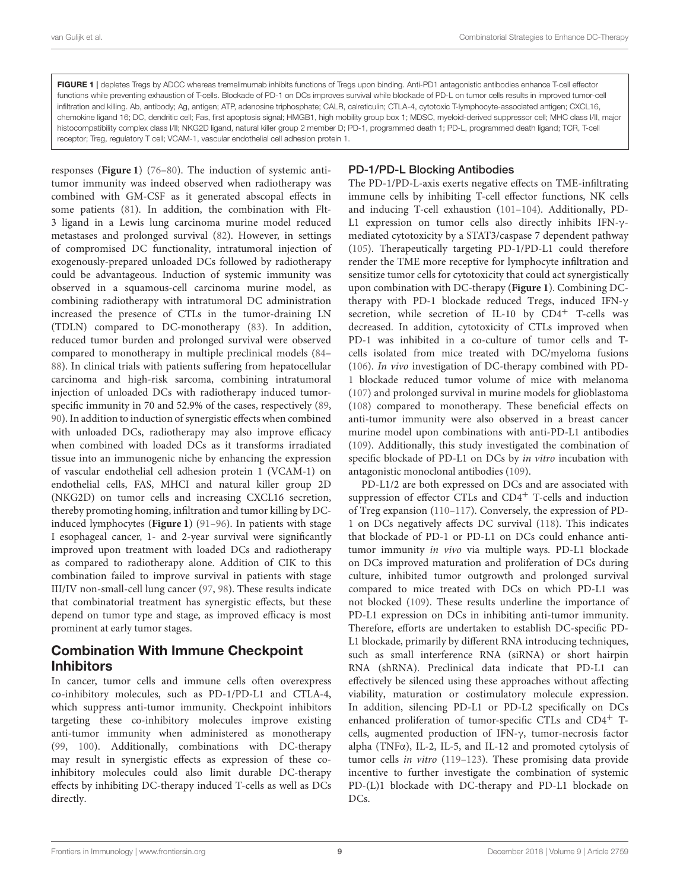**FIGURE 1 |** depletes Tregs by ADCC whereas tremelimumab inhibits functions of Tregs upon binding. Anti-PD1 antagonistic antibodies enhance T-cell effector functions while preventing exhaustion of T-cells. Blockade of PD-1 on DCs improves survival while blockade of PD-L on tumor cells results in improved tumor-cell infiltration and killing. Ab, antibody; Ag, antigen; ATP, adenosine triphosphate; CALR, calreticulin; CTLA-4, cytotoxic T-lymphocyte-associated antigen; CXCL16, chemokine ligand 16; DC, dendritic cell; Fas, first apoptosis signal; HMGB1, high mobility group box 1; MDSC, myeloid-derived suppressor cell; MHC class I/II, major histocompatibility complex class I/II; NKG2D ligand, natural killer group 2 member D; PD-1, programmed death 1; PD-L, programmed death ligand; TCR, T-cell receptor; Treg, regulatory T cell; VCAM-1, vascular endothelial cell adhesion protein 1.

responses (**Figure 1**) (76–80). The induction of systemic anti-tumor immunity was indeed observed when radiotherapy was combined with GM-CSF as it generated abscopal effects in some patients (81). In addition, the combination with Flt-3 ligand in a Lewis lung carcinoma murine model reduced metastases and prolonged survival (82). However, in settings of compromised DC functionality, intratumoral injection of exogenously-prepared unloaded DCs followed by radiotherapy could be advantageous. Induction of systemic immunity was observed in a squamous-cell carcinoma murine model, as combining radiotherapy with intratumoral DC administration increased the presence of CTLs in the tumor-draining LN (TDLN) compared to DC-monotherapy (83). In addition, reduced tumor burden and prolonged survival were observed compared to monotherapy in multiple preclinical models (84–88). In clinical trials with patients suffering from hepatocellular carcinoma and high-risk sarcoma, combining intratumoral injection of unloaded DCs with radiotherapy induced tumor-specific immunity in 70 and 52.9% of the cases, respectively (89, 90). In addition to induction of synergistic effects when combined with unloaded DCs, radiotherapy may also improve efficacy when combined with loaded DCs as it transforms irradiated tissue into an immunogenic niche by enhancing the expression of vascular endothelial cell adhesion protein 1 (VCAM-1) on endothelial cells, FAS, MHCI and natural killer group 2D (NKG2D) on tumor cells and increasing CXCL16 secretion, thereby promoting homing, infiltration and tumor killing by DC-induced lymphocytes (**Figure 1**) (91–96). In patients with stage I esophageal cancer, 1- and 2-year survival were significantly improved upon treatment with loaded DCs and radiotherapy as compared to radiotherapy alone. Addition of CIK to this combination failed to improve survival in patients with stage III/IV non-small-cell lung cancer (97, 98). These results indicate that combinatorial treatment has synergistic effects, but these depend on tumor type and stage, as improved efficacy is most prominent at early tumor stages.

## Combination With Immune Checkpoint Inhibitors

In cancer, tumor cells and immune cells often overexpress co-inhibitory molecules, such as PD-1/PD-L1 and CTLA-4, which suppress anti-tumor immunity. Checkpoint inhibitors targeting these co-inhibitory molecules improve existing anti-tumor immunity when administered as monotherapy (99, 100). Additionally, combinations with DC-therapy may result in synergistic effects as expression of these co-inhibitory molecules could also limit durable DC-therapy effects by inhibiting DC-therapy induced T-cells as well as DCs directly.

### PD-1/PD-L Blocking Antibodies

The PD-1/PD-L-axis exerts negative effects on TME-infiltrating immune cells by inhibiting T-cell effector functions, NK cells and inducing T-cell exhaustion (101–104). Additionally, PD-L1 expression on tumor cells also directly inhibits IFN-$\gamma$-mediated cytotoxicity by a STAT3/caspase 7 dependent pathway (105). Therapeutically targeting PD-1/PD-L1 could therefore render the TME more receptive for lymphocyte infiltration and sensitize tumor cells for cytotoxicity that could act synergistically upon combination with DC-therapy (**Figure 1**). Combining DC-therapy with PD-1 blockade reduced Tregs, induced IFN-$\gamma$ secretion, while secretion of IL-10 by $CD4^+$ T-cells was decreased. In addition, cytotoxicity of CTLs improved when PD-1 was inhibited in a co-culture of tumor cells and T-cells isolated from mice treated with DC/myeloma fusions (106). *In vivo* investigation of DC-therapy combined with PD-1 blockade reduced tumor volume of mice with melanoma (107) and prolonged survival in murine models for glioblastoma (108) compared to monotherapy. These beneficial effects on anti-tumor immunity were also observed in a breast cancer murine model upon combinations with anti-PD-L1 antibodies (109). Additionally, this study investigated the combination of specific blockade of PD-L1 on DCs by *in vitro* incubation with antagonistic monoclonal antibodies (109).

PD-L1/2 are both expressed on DCs and are associated with suppression of effector CTLs and $CD4^+$ T-cells and induction of Treg expansion (110–117). Conversely, the expression of PD-1 on DCs negatively affects DC survival (118). This indicates that blockade of PD-1 or PD-L1 on DCs could enhance anti-tumor immunity *in vivo* via multiple ways. PD-L1 blockade on DCs improved maturation and proliferation of DCs during culture, inhibited tumor outgrowth and prolonged survival compared to mice treated with DCs on which PD-L1 was not blocked (109). These results underline the importance of PD-L1 expression on DCs in inhibiting anti-tumor immunity. Therefore, efforts are undertaken to establish DC-specific PD-L1 blockade, primarily by different RNA introducing techniques, such as small interference RNA (siRNA) or short hairpin RNA (shRNA). Preclinical data indicate that PD-L1 can effectively be silenced using these approaches without affecting viability, maturation or costimulatory molecule expression. In addition, silencing PD-L1 or PD-L2 specifically on DCs enhanced proliferation of tumor-specific CTLs and $CD4^+$ T-cells, augmented production of IFN-$\gamma$, tumor-necrosis factor alpha (TNF$\alpha$), IL-2, IL-5, and IL-12 and promoted cytolysis of tumor cells *in vitro* (119–123). These promising data provide incentive to further investigate the combination of systemic PD-(L)1 blockade with DC-therapy and PD-L1 blockade on DCs.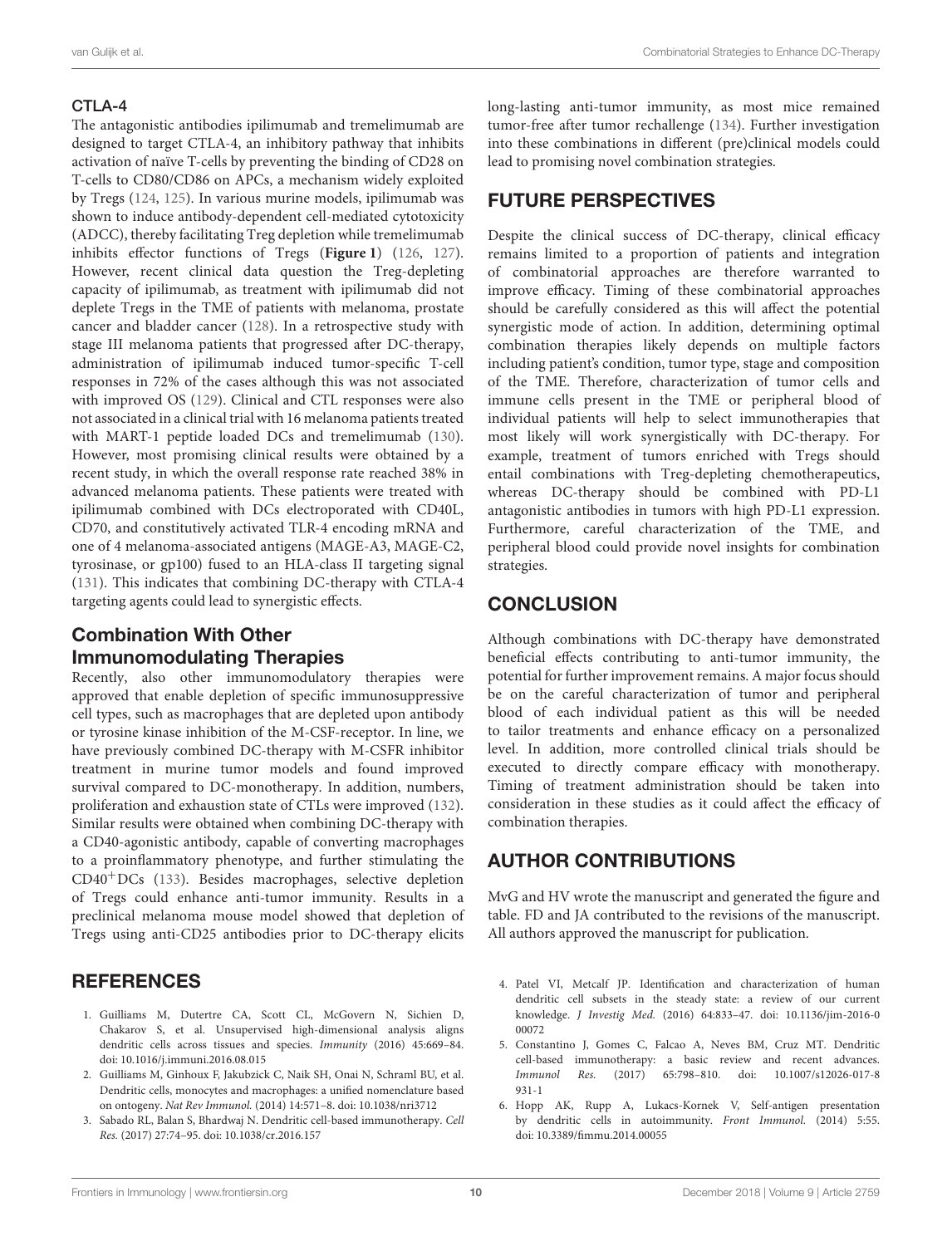### CTLA-4

The antagonistic antibodies ipilimumab and tremelimumab are designed to target CTLA-4, an inhibitory pathway that inhibits activation of naïve T-cells by preventing the binding of CD28 on T-cells to CD80/CD86 on APCs, a mechanism widely exploited by Tregs (124, 125). In various murine models, ipilimumab was shown to induce antibody-dependent cell-mediated cytotoxicity (ADCC), thereby facilitating Treg depletion while tremelimumab inhibits effector functions of Tregs (**Figure 1**) (126, 127). However, recent clinical data question the Treg-depleting capacity of ipilimumab, as treatment with ipilimumab did not deplete Tregs in the TME of patients with melanoma, prostate cancer and bladder cancer (128). In a retrospective study with stage III melanoma patients that progressed after DC-therapy, administration of ipilimumab induced tumor-specific T-cell responses in 72% of the cases although this was not associated with improved OS (129). Clinical and CTL responses were also not associated in a clinical trial with 16 melanoma patients treated with MART-1 peptide loaded DCs and tremelimumab (130). However, most promising clinical results were obtained by a recent study, in which the overall response rate reached 38% in advanced melanoma patients. These patients were treated with ipilimumab combined with DCs electroporated with CD40L, CD70, and constitutively activated TLR-4 encoding mRNA and one of 4 melanoma-associated antigens (MAGE-A3, MAGE-C2, tyrosinase, or gp100) fused to an HLA-class II targeting signal (131). This indicates that combining DC-therapy with CTLA-4 targeting agents could lead to synergistic effects.

## Combination With Other Immunomodulating Therapies

Recently, also other immunomodulatory therapies were approved that enable depletion of specific immunosuppressive cell types, such as macrophages that are depleted upon antibody or tyrosine kinase inhibition of the M-CSF-receptor. In line, we have previously combined DC-therapy with M-CSFR inhibitor treatment in murine tumor models and found improved survival compared to DC-monotherapy. In addition, numbers, proliferation and exhaustion state of CTLs were improved (132). Similar results were obtained when combining DC-therapy with a CD40-agonistic antibody, capable of converting macrophages to a proinflammatory phenotype, and further stimulating the $CD40^{+}$DCs (133). Besides macrophages, selective depletion of Tregs could enhance anti-tumor immunity. Results in a preclinical melanoma mouse model showed that depletion of Tregs using anti-CD25 antibodies prior to DC-therapy elicits long-lasting anti-tumor immunity, as most mice remained tumor-free after tumor rechallenge (134). Further investigation into these combinations in different (pre)clinical models could lead to promising novel combination strategies.

# FUTURE PERSPECTIVES

Despite the clinical success of DC-therapy, clinical efficacy remains limited to a proportion of patients and integration of combinatorial approaches are therefore warranted to improve efficacy. Timing of these combinatorial approaches should be carefully considered as this will affect the potential synergistic mode of action. In addition, determining optimal combination therapies likely depends on multiple factors including patient's condition, tumor type, stage and composition of the TME. Therefore, characterization of tumor cells and immune cells present in the TME or peripheral blood of individual patients will help to select immunotherapies that most likely will work synergistically with DC-therapy. For example, treatment of tumors enriched with Tregs should entail combinations with Treg-depleting chemotherapeutics, whereas DC-therapy should be combined with PD-L1 antagonistic antibodies in tumors with high PD-L1 expression. Furthermore, careful characterization of the TME, and peripheral blood could provide novel insights for combination strategies.

# CONCLUSION

Although combinations with DC-therapy have demonstrated beneficial effects contributing to anti-tumor immunity, the potential for further improvement remains. A major focus should be on the careful characterization of tumor and peripheral blood of each individual patient as this will be needed to tailor treatments and enhance efficacy on a personalized level. In addition, more controlled clinical trials should be executed to directly compare efficacy with monotherapy. Timing of treatment administration should be taken into consideration in these studies as it could affect the efficacy of combination therapies.

# AUTHOR CONTRIBUTIONS

MvG and HV wrote the manuscript and generated the figure and table. FD and JA contributed to the revisions of the manuscript. All authors approved the manuscript for publication.

# REFERENCES

1. Guilliams M, Dutertre CA, Scott CL, McGovern N, Sichien D, Chakarov S, et al. Unsupervised high-dimensional analysis aligns dendritic cells across tissues and species. *Immunity* (2016) 45:669–84. doi: 10.1016/j.immuni.2016.08.015
2. Guilliams M, Ginhoux F, Jakubzick C, Naik SH, Onai N, Schraml BU, et al. Dendritic cells, monocytes and macrophages: a unified nomenclature based on ontogeny. *Nat Rev Immunol.* (2014) 14:571–8. doi: 10.1038/nri3712
3. Sabado RL, Balan S, Bhardwaj N. Dendritic cell-based immunotherapy. *Cell Res.* (2017) 27:74–95. doi: 10.1038/cr.2016.157
4. Patel VI, Metcalf JP. Identification and characterization of human dendritic cell subsets in the steady state: a review of our current knowledge. *J Investig Med.* (2016) 64:833–47. doi: 10.1136/jim-2016-000072
5. Constantino J, Gomes C, Falcao A, Neves BM, Cruz MT. Dendritic cell-based immunotherapy: a basic review and recent advances. *Immunol Res.* (2017) 65:798–810. doi: 10.1007/s12026-017-8931-1
6. Hopp AK, Rupp A, Lukacs-Kornek V, Self-antigen presentation by dendritic cells in autoimmunity. *Front Immunol.* (2014) 5:55. doi: 10.3389/fimmu.2014.00055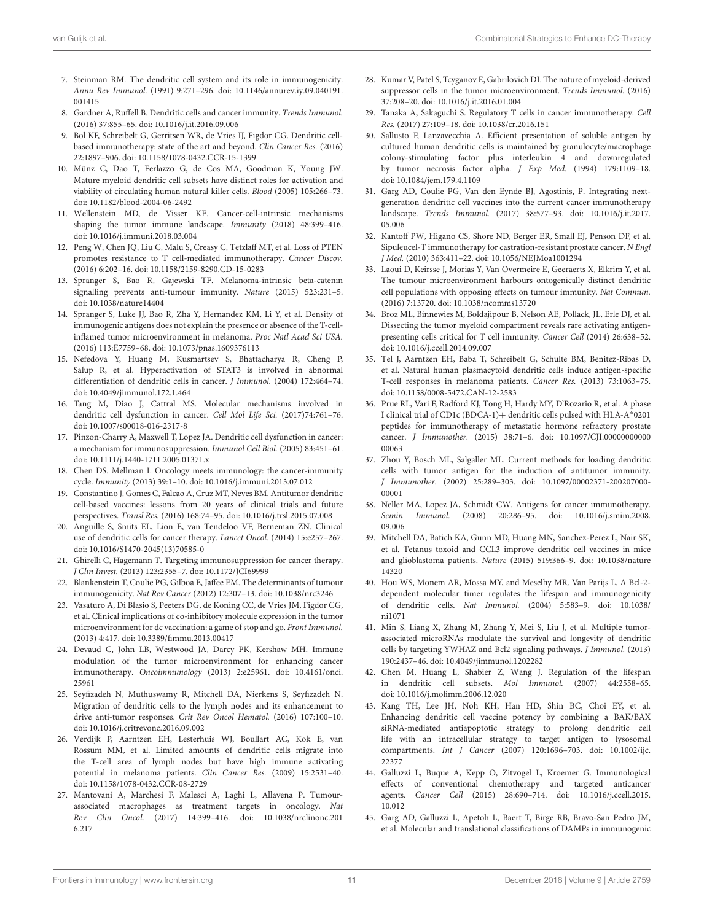7. Steinman RM. The dendritic cell system and its role in immunogenicity. *Annu Rev Immunol.* (1991) 9:271–296. doi: 10.1146/annurev.iy.09.040191.001415
8. Gardner A, Ruffell B. Dendritic cells and cancer immunity. *Trends Immunol.* (2016) 37:855–65. doi: 10.1016/j.it.2016.09.006
9. Bol KF, Schreibelt G, Gerritsen WR, de Vries IJ, Figdor CG. Dendritic cell-based immunotherapy: state of the art and beyond. *Clin Cancer Res.* (2016) 22:1897–906. doi: 10.1158/1078-0432.CCR-15-1399
10. Münz C, Dao T, Ferlazzo G, de Cos MA, Goodman K, Young JW. Mature myeloid dendritic cell subsets have distinct roles for activation and viability of circulating human natural killer cells. *Blood* (2005) 105:266–73. doi: 10.1182/blood-2004-06-2492
11. Wellenstein MD, de Visser KE. Cancer-cell-intrinsic mechanisms shaping the tumor immune landscape. *Immunity* (2018) 48:399–416. doi: 10.1016/j.immuni.2018.03.004
12. Peng W, Chen JQ, Liu C, Malu S, Creasy C, Tetzlaff MT, et al. Loss of PTEN promotes resistance to T cell-mediated immunotherapy. *Cancer Discov.* (2016) 6:202–16. doi: 10.1158/2159-8290.CD-15-0283
13. Spranger S, Bao R, Gajewski TF. Melanoma-intrinsic beta-catenin signalling prevents anti-tumour immunity. *Nature* (2015) 523:231–5. doi: 10.1038/nature14404
14. Spranger S, Luke JJ, Bao R, Zha Y, Hernandez KM, Li Y, et al. Density of immunogenic antigens does not explain the presence or absence of the T-cell-inflamed tumor microenvironment in melanoma. *Proc Natl Acad Sci USA.* (2016) 113:E7759–68. doi: 10.1073/pnas.1609376113
15. Nefedova Y, Huang M, Kusmartsev S, Bhattacharya R, Cheng P, Salup R, et al. Hyperactivation of STAT3 is involved in abnormal differentiation of dendritic cells in cancer. *J Immunol.* (2004) 172:464–74. doi: 10.4049/jimmunol.172.1.464
16. Tang M, Diao J, Cattral MS. Molecular mechanisms involved in dendritic cell dysfunction in cancer. *Cell Mol Life Sci.* (2017)74:761–76. doi: 10.1007/s00018-016-2317-8
17. Pinzon-Charry A, Maxwell T, Lopez JA. Dendritic cell dysfunction in cancer: a mechanism for immunosuppression. *Immunol Cell Biol.* (2005) 83:451–61. doi: 10.1111/j.1440-1711.2005.01371.x
18. Chen DS. Mellman I. Oncology meets immunology: the cancer-immunity cycle. *Immunity* (2013) 39:1–10. doi: 10.1016/j.immuni.2013.07.012
19. Constantino J, Gomes C, Falcao A, Cruz MT, Neves BM. Antitumor dendritic cell-based vaccines: lessons from 20 years of clinical trials and future perspectives. *Transl Res.* (2016) 168:74–95. doi: 10.1016/j.trsl.2015.07.008
20. Anguille S, Smits EL, Lion E, van Tendeloo VF, Berneman ZN. Clinical use of dendritic cells for cancer therapy. *Lancet Oncol.* (2014) 15:e257–267. doi: 10.1016/S1470-2045(13)70585-0
21. Ghirelli C, Hagemann T. Targeting immunosuppression for cancer therapy. *J Clin Invest.* (2013) 123:2355–7. doi: 10.1172/JCI69999
22. Blankenstein T, Coulie PG, Gilboa E, Jaffee EM. The determinants of tumour immunogenicity. *Nat Rev Cancer* (2012) 12:307–13. doi: 10.1038/nrc3246
23. Vasaturo A, Di Blasio S, Peeters DG, de Koning CC, de Vries JM, Figdor CG, et al. Clinical implications of co-inhibitory molecule expression in the tumor microenvironment for dc vaccination: a game of stop and go. *Front Immunol.* (2013) 4:417. doi: 10.3389/fimmu.2013.00417
24. Devaud C, John LB, Westwood JA, Darcy PK, Kershaw MH. Immune modulation of the tumor microenvironment for enhancing cancer immunotherapy. *Oncoimmunology* (2013) 2:e25961. doi: 10.4161/onci.25961
25. Seyfizadeh N, Muthuswamy R, Mitchell DA, Nierkens S, Seyfizadeh N. Migration of dendritic cells to the lymph nodes and its enhancement to drive anti-tumor responses. *Crit Rev Oncol Hematol.* (2016) 107:100–10. doi: 10.1016/j.critrevonc.2016.09.002
26. Verdijk P, Aarntzen EH, Lesterhuis WJ, Boullart AC, Kok E, van Rossum MM, et al. Limited amounts of dendritic cells migrate into the T-cell area of lymph nodes but have high immune activating potential in melanoma patients. *Clin Cancer Res.* (2009) 15:2531–40. doi: 10.1158/1078-0432.CCR-08-2729
27. Mantovani A, Marchesi F, Malesci A, Laghi L, Allavena P. Tumour-associated macrophages as treatment targets in oncology. *Nat Rev Clin Oncol.* (2017) 14:399–416. doi: 10.1038/nrclinonc.2016.217
28. Kumar V, Patel S, Tcyganov E, Gabrilovich DI. The nature of myeloid-derived suppressor cells in the tumor microenvironment. *Trends Immunol.* (2016) 37:208–20. doi: 10.1016/j.it.2016.01.004
29. Tanaka A, Sakaguchi S. Regulatory T cells in cancer immunotherapy. *Cell Res.* (2017) 27:109–18. doi: 10.1038/cr.2016.151
30. Sallusto F, Lanzavecchia A. Efficient presentation of soluble antigen by cultured human dendritic cells is maintained by granulocyte/macrophage colony-stimulating factor plus interleukin 4 and downregulated by tumor necrosis factor alpha. *J Exp Med.* (1994) 179:1109–18. doi: 10.1084/jem.179.4.1109
31. Garg AD, Coulie PG, Van den Eynde BJ, Agostinis, P. Integrating next-generation dendritic cell vaccines into the current cancer immunotherapy landscape. *Trends Immunol.* (2017) 38:577–93. doi: 10.1016/j.it.2017.05.006
32. Kantoff PW, Higano CS, Shore ND, Berger ER, Small EJ, Penson DF, et al. Sipuleucel-T immunotherapy for castration-resistant prostate cancer. *N Engl J Med.* (2010) 363:411–22. doi: 10.1056/NEJMoa1001294
33. Laoui D, Keirsse J, Morias Y, Van Overmeire E, Geeraerts X, Elkrim Y, et al. The tumour microenvironment harbours ontogenically distinct dendritic cell populations with opposing effects on tumour immunity. *Nat Commun.* (2016) 7:13720. doi: 10.1038/ncomms13720
34. Broz ML, Binnewies M, Boldajipour B, Nelson AE, Pollack, JL, Erle DJ, et al. Dissecting the tumor myeloid compartment reveals rare activating antigen-presenting cells critical for T cell immunity. *Cancer Cell* (2014) 26:638–52. doi: 10.1016/j.ccell.2014.09.007
35. Tel J, Aarntzen EH, Baba T, Schreibelt G, Schulte BM, Benitez-Ribas D, et al. Natural human plasmacytoid dendritic cells induce antigen-specific T-cell responses in melanoma patients. *Cancer Res.* (2013) 73:1063–75. doi: 10.1158/0008-5472.CAN-12-2583
36. Prue RL, Vari F, Radford KJ, Tong H, Hardy MY, D'Rozario R, et al. A phase I clinical trial of CD1c (BDCA-1)+ dendritic cells pulsed with HLA-A*0201 peptides for immunotherapy of metastatic hormone refractory prostate cancer. *J Immunother.* (2015) 38:71–6. doi: 10.1097/CJI.0000000000000063
37. Zhou Y, Bosch ML, Salgaller ML. Current methods for loading dendritic cells with tumor antigen for the induction of antitumor immunity. *J Immunother.* (2002) 25:289–303. doi: 10.1097/00002371-200207000-00001
38. Neller MA, Lopez JA, Schmidt CW. Antigens for cancer immunotherapy. *Semin Immunol.* (2008) 20:286–95. doi: 10.1016/j.smim.2008.09.006
39. Mitchell DA, Batich KA, Gunn MD, Huang MN, Sanchez-Perez L, Nair SK, et al. Tetanus toxoid and CCL3 improve dendritic cell vaccines in mice and glioblastoma patients. *Nature* (2015) 519:366–9. doi: 10.1038/nature14320
40. Hou WS, Monem AR, Mossa MY, and Meselhy MR. Van Parijs L. A Bcl-2-dependent molecular timer regulates the lifespan and immunogenicity of dendritic cells. *Nat Immunol.* (2004) 5:583–9. doi: 10.1038/ni1071
41. Min S, Liang X, Zhang M, Zhang Y, Mei S, Liu J, et al. Multiple tumor-associated microRNAs modulate the survival and longevity of dendritic cells by targeting YWHAZ and Bcl2 signaling pathways. *J Immunol.* (2013) 190:2437–46. doi: 10.4049/jimmunol.1202282
42. Chen M, Huang L, Shabier Z, Wang J. Regulation of the lifespan in dendritic cell subsets. *Mol Immunol.* (2007) 44:2558–65. doi: 10.1016/j.molimm.2006.12.020
43. Kang TH, Lee JH, Noh KH, Han HD, Shin BC, Choi EY, et al. Enhancing dendritic cell vaccine potency by combining a BAK/BAX siRNA-mediated antiapoptotic strategy to prolong dendritic cell life with an intracellular strategy to target antigen to lysosomal compartments. *Int J Cancer* (2007) 120:1696–703. doi: 10.1002/ijc.22377
44. Galluzzi L, Buque A, Kepp O, Zitvogel L, Kroemer G. Immunological effects of conventional chemotherapy and targeted anticancer agents. *Cancer Cell* (2015) 28:690–714. doi: 10.1016/j.ccell.2015.10.012
45. Garg AD, Galluzzi L, Apetoh L, Baert T, Birge RB, Bravo-San Pedro JM, et al. Molecular and translational classifications of DAMPs in immunogenic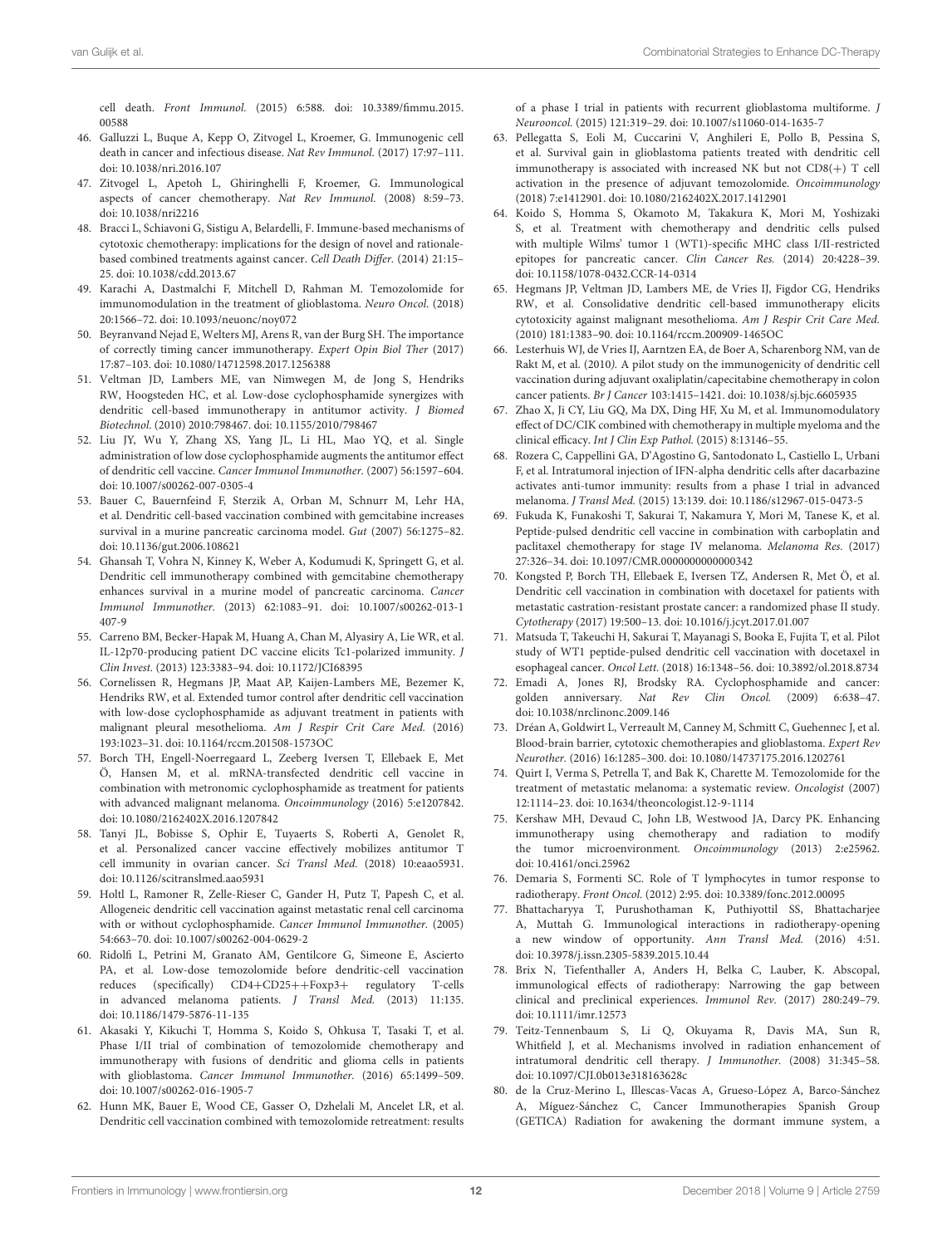cell death. *Front Immunol.* (2015) 6:588. doi: 10.3389/fimmu.2015.00588

46. Galluzzi L, Buque A, Kepp O, Zitvogel L, Kroemer, G. Immunogenic cell death in cancer and infectious disease. *Nat Rev Immunol.* (2017) 17:97–111. doi: 10.1038/nri.2016.107
47. Zitvogel L, Apetoh L, Ghiringhelli F, Kroemer, G. Immunological aspects of cancer chemotherapy. *Nat Rev Immunol.* (2008) 8:59–73. doi: 10.1038/nri2216
48. Bracci L, Schiavoni G, Sistigu A, Belardelli, F. Immune-based mechanisms of cytotoxic chemotherapy: implications for the design of novel and rationale-based combined treatments against cancer. *Cell Death Differ.* (2014) 21:15–25. doi: 10.1038/cdd.2013.67
49. Karachi A, Dastmalchi F, Mitchell D, Rahman M. Temozolomide for immunomodulation in the treatment of glioblastoma. *Neuro Oncol.* (2018) 20:1566–72. doi: 10.1093/neuonc/noy072
50. Beyranvand Nejad E, Welters MJ, Arens R, van der Burg SH. The importance of correctly timing cancer immunotherapy. *Expert Opin Biol Ther* (2017) 17:87–103. doi: 10.1080/14712598.2017.1256388
51. Veltman JD, Lambers ME, van Nimwegen M, de Jong S, Hendriks RW, Hoogsteden HC, et al. Low-dose cyclophosphamide synergizes with dendritic cell-based immunotherapy in antitumor activity. *J Biomed Biotechnol.* (2010) 2010:798467. doi: 10.1155/2010/798467
52. Liu JY, Wu Y, Zhang XS, Yang JL, Li HL, Mao YQ, et al. Single administration of low dose cyclophosphamide augments the antitumor effect of dendritic cell vaccine. *Cancer Immunol Immunother.* (2007) 56:1597–604. doi: 10.1007/s00262-007-0305-4
53. Bauer C, Bauernfeind F, Sterzik A, Orban M, Schnurr M, Lehr HA, et al. Dendritic cell-based vaccination combined with gemcitabine increases survival in a murine pancreatic carcinoma model. *Gut* (2007) 56:1275–82. doi: 10.1136/gut.2006.108621
54. Ghansah T, Vohra N, Kinney K, Weber A, Kodumudi K, Springett G, et al. Dendritic cell immunotherapy combined with gemcitabine chemotherapy enhances survival in a murine model of pancreatic carcinoma. *Cancer Immunol Immunother.* (2013) 62:1083–91. doi: 10.1007/s00262-013-1407-9
55. Carreno BM, Becker-Hapak M, Huang A, Chan M, Alyasiry A, Lie WR, et al. IL-12p70-producing patient DC vaccine elicits Tc1-polarized immunity. *J Clin Invest.* (2013) 123:3383–94. doi: 10.1172/JCI68395
56. Cornelissen R, Hegmans JP, Maat AP, Kaijen-Lambers ME, Bezemer K, Hendriks RW, et al. Extended tumor control after dendritic cell vaccination with low-dose cyclophosphamide as adjuvant treatment in patients with malignant pleural mesothelioma. *Am J Respir Crit Care Med.* (2016) 193:1023–31. doi: 10.1164/rccm.201508-1573OC
57. Borch TH, Engell-Noerregaard L, Zeeberg Iversen T, Ellebaek E, Met Ö, Hansen M, et al. mRNA-transfected dendritic cell vaccine in combination with metronomic cyclophosphamide as treatment for patients with advanced malignant melanoma. *Oncoimmunology* (2016) 5:e1207842. doi: 10.1080/2162402X.2016.1207842
58. Tanyi JL, Bobisse S, Ophir E, Tuyaerts S, Roberti A, Genolet R, et al. Personalized cancer vaccine effectively mobilizes antitumor T cell immunity in ovarian cancer. *Sci Transl Med.* (2018) 10:eaao5931. doi: 10.1126/scitranslmed.aao5931
59. Holtl L, Ramoner R, Zelle-Rieser C, Gander H, Putz T, Papesh C, et al. Allogeneic dendritic cell vaccination against metastatic renal cell carcinoma with or without cyclophosphamide. *Cancer Immunol Immunother.* (2005) 54:663–70. doi: 10.1007/s00262-004-0629-2
60. Ridolfi L, Petrini M, Granato AM, Gentilcore G, Simeone E, Ascierto PA, et al. Low-dose temozolomide before dendritic-cell vaccination reduces (specifically) CD4+CD25++Foxp3+ regulatory T-cells in advanced melanoma patients. *J Transl Med.* (2013) 11:135. doi: 10.1186/1479-5876-11-135
61. Akasaki Y, Kikuchi T, Homma S, Koido S, Ohkusa T, Tasaki T, et al. Phase I/II trial of combination of temozolomide chemotherapy and immunotherapy with fusions of dendritic and glioma cells in patients with glioblastoma. *Cancer Immunol Immunother.* (2016) 65:1499–509. doi: 10.1007/s00262-016-1905-7
62. Hunn MK, Bauer E, Wood CE, Gasser O, Dzhelali M, Ancelet LR, et al. Dendritic cell vaccination combined with temozolomide retreatment: results of a phase I trial in patients with recurrent glioblastoma multiforme. *J Neurooncol.* (2015) 121:319–29. doi: 10.1007/s11060-014-1635-7
63. Pellegatta S, Eoli M, Cuccarini V, Anghileri E, Pollo B, Pessina S, et al. Survival gain in glioblastoma patients treated with dendritic cell immunotherapy is associated with increased NK but not CD8(+) T cell activation in the presence of adjuvant temozolomide. *Oncoimmunology* (2018) 7:e1412901. doi: 10.1080/2162402X.2017.1412901
64. Koido S, Homma S, Okamoto M, Takakura K, Mori M, Yoshizaki S, et al. Treatment with chemotherapy and dendritic cells pulsed with multiple Wilms' tumor 1 (WT1)-specific MHC class I/II-restricted epitopes for pancreatic cancer. *Clin Cancer Res.* (2014) 20:4228–39. doi: 10.1158/1078-0432.CCR-14-0314
65. Hegmans JP, Veltman JD, Lambers ME, de Vries IJ, Figdor CG, Hendriks RW, et al. Consolidative dendritic cell-based immunotherapy elicits cytotoxicity against malignant mesothelioma. *Am J Respir Crit Care Med.* (2010) 181:1383–90. doi: 10.1164/rccm.200909-1465OC
66. Lesterhuis WJ, de Vries IJ, Aarntzen EA, de Boer A, Scharenborg NM, van de Rakt M, et al. (2010*)*. A pilot study on the immunogenicity of dendritic cell vaccination during adjuvant oxaliplatin/capecitabine chemotherapy in colon cancer patients. *Br J Cancer* 103:1415–1421. doi: 10.1038/sj.bjc.6605935
67. Zhao X, Ji CY, Liu GQ, Ma DX, Ding HF, Xu M, et al. Immunomodulatory effect of DC/CIK combined with chemotherapy in multiple myeloma and the clinical efficacy. *Int J Clin Exp Pathol.* (2015) 8:13146–55.
68. Rozera C, Cappellini GA, D'Agostino G, Santodonato L, Castiello L, Urbani F, et al. Intratumoral injection of IFN-alpha dendritic cells after dacarbazine activates anti-tumor immunity: results from a phase I trial in advanced melanoma. *J Transl Med.* (2015) 13:139. doi: 10.1186/s12967-015-0473-5
69. Fukuda K, Funakoshi T, Sakurai T, Nakamura Y, Mori M, Tanese K, et al. Peptide-pulsed dendritic cell vaccine in combination with carboplatin and paclitaxel chemotherapy for stage IV melanoma. *Melanoma Res.* (2017) 27:326–34. doi: 10.1097/CMR.0000000000000342
70. Kongsted P, Borch TH, Ellebaek E, Iversen TZ, Andersen R, Met Ö, et al. Dendritic cell vaccination in combination with docetaxel for patients with metastatic castration-resistant prostate cancer: a randomized phase II study. *Cytotherapy* (2017) 19:500–13. doi: 10.1016/j.jcyt.2017.01.007
71. Matsuda T, Takeuchi H, Sakurai T, Mayanagi S, Booka E, Fujita T, et al. Pilot study of WT1 peptide-pulsed dendritic cell vaccination with docetaxel in esophageal cancer. *Oncol Lett.* (2018) 16:1348–56. doi: 10.3892/ol.2018.8734
72. Emadi A, Jones RJ, Brodsky RA. Cyclophosphamide and cancer: golden anniversary. *Nat Rev Clin Oncol.* (2009) 6:638–47. doi: 10.1038/nrclinonc.2009.146
73. Dréan A, Goldwirt L, Verreault M, Canney M, Schmitt C, Guehennec J, et al. Blood-brain barrier, cytotoxic chemotherapies and glioblastoma. *Expert Rev Neurother.* (2016) 16:1285–300. doi: 10.1080/14737175.2016.1202761
74. Quirt I, Verma S, Petrella T, and Bak K, Charette M. Temozolomide for the treatment of metastatic melanoma: a systematic review. *Oncologist* (2007) 12:1114–23. doi: 10.1634/theoncologist.12-9-1114
75. Kershaw MH, Devaud C, John LB, Westwood JA, Darcy PK. Enhancing immunotherapy using chemotherapy and radiation to modify the tumor microenvironment. *Oncoimmunology* (2013) 2:e25962. doi: 10.4161/onci.25962
76. Demaria S, Formenti SC. Role of T lymphocytes in tumor response to radiotherapy. *Front Oncol.* (2012) 2:95. doi: 10.3389/fonc.2012.00095
77. Bhattacharyya T, Purushothaman K, Puthiyottil SS, Bhattacharjee A, Muttah G. Immunological interactions in radiotherapy-opening a new window of opportunity. *Ann Transl Med.* (2016) 4:51. doi: 10.3978/j.issn.2305-5839.2015.10.44
78. Brix N, Tiefenthaller A, Anders H, Belka C, Lauber, K. Abscopal, immunological effects of radiotherapy: Narrowing the gap between clinical and preclinical experiences. *Immunol Rev.* (2017) 280:249–79. doi: 10.1111/imr.12573
79. Teitz-Tennenbaum S, Li Q, Okuyama R, Davis MA, Sun R, Whitfield J, et al. Mechanisms involved in radiation enhancement of intratumoral dendritic cell therapy. *J Immunother.* (2008) 31:345–58. doi: 10.1097/CJI.0b013e318163628c
80. de la Cruz-Merino L, Illescas-Vacas A, Grueso-López A, Barco-Sánchez A, Míguez-Sánchez C, Cancer Immunotherapies Spanish Group (GETICA) Radiation for awakening the dormant immune system, a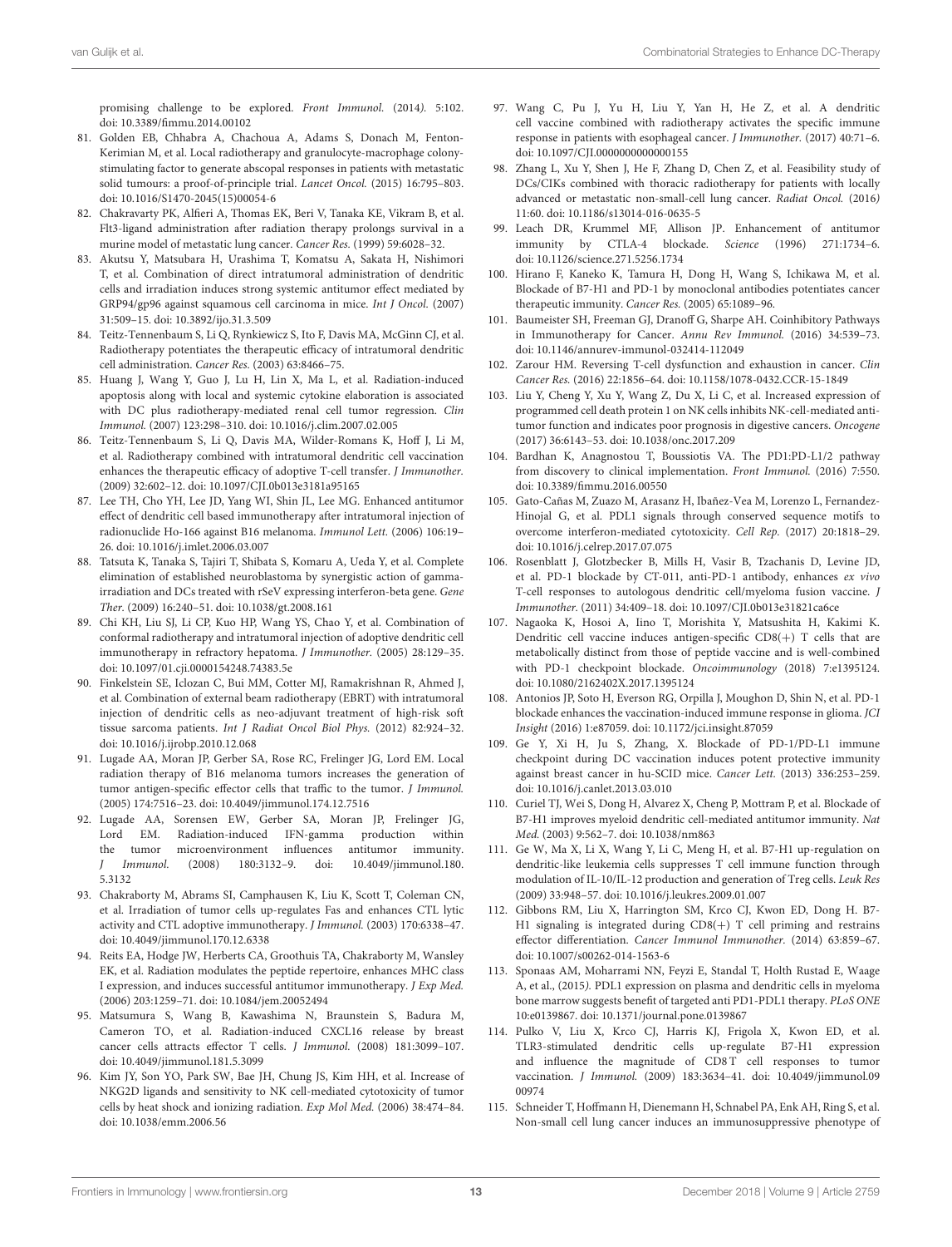promising challenge to be explored. *Front Immunol.* (2014). 5:102. doi: 10.3389/fimmu.2014.00102

81. Golden EB, Chhabra A, Chachoua A, Adams S, Donach M, Fenton-Kerimian M, et al. Local radiotherapy and granulocyte-macrophage colony-stimulating factor to generate abscopal responses in patients with metastatic solid tumours: a proof-of-principle trial. *Lancet Oncol.* (2015) 16:795–803. doi: 10.1016/S1470-2045(15)00054-6
82. Chakravarty PK, Alfieri A, Thomas EK, Beri V, Tanaka KE, Vikram B, et al. Flt3-ligand administration after radiation therapy prolongs survival in a murine model of metastatic lung cancer. *Cancer Res.* (1999) 59:6028–32.
83. Akutsu Y, Matsubara H, Urashima T, Komatsu A, Sakata H, Nishimori T, et al. Combination of direct intratumoral administration of dendritic cells and irradiation induces strong systemic antitumor effect mediated by GRP94/gp96 against squamous cell carcinoma in mice. *Int J Oncol.* (2007) 31:509–15. doi: 10.3892/ijo.31.3.509
84. Teitz-Tennenbaum S, Li Q, Rynkiewicz S, Ito F, Davis MA, McGinn CJ, et al. Radiotherapy potentiates the therapeutic efficacy of intratumoral dendritic cell administration. *Cancer Res.* (2003) 63:8466–75.
85. Huang J, Wang Y, Guo J, Lu H, Lin X, Ma L, et al. Radiation-induced apoptosis along with local and systemic cytokine elaboration is associated with DC plus radiotherapy-mediated renal cell tumor regression. *Clin Immunol.* (2007) 123:298–310. doi: 10.1016/j.clim.2007.02.005
86. Teitz-Tennenbaum S, Li Q, Davis MA, Wilder-Romans K, Hoff J, Li M, et al. Radiotherapy combined with intratumoral dendritic cell vaccination enhances the therapeutic efficacy of adoptive T-cell transfer. *J Immunother.* (2009) 32:602–12. doi: 10.1097/CJI.0b013e3181a95165
87. Lee TH, Cho YH, Lee JD, Yang WI, Shin JL, Lee MG. Enhanced antitumor effect of dendritic cell based immunotherapy after intratumoral injection of radionuclide Ho-166 against B16 melanoma. *Immunol Lett.* (2006) 106:19–26. doi: 10.1016/j.imlet.2006.03.007
88. Tatsuta K, Tanaka S, Tajiri T, Shibata S, Komaru A, Ueda Y, et al. Complete elimination of established neuroblastoma by synergistic action of gamma-irradiation and DCs treated with rSeV expressing interferon-beta gene. *Gene Ther.* (2009) 16:240–51. doi: 10.1038/gt.2008.161
89. Chi KH, Liu SJ, Li CP, Kuo HP, Wang YS, Chao Y, et al. Combination of conformal radiotherapy and intratumoral injection of adoptive dendritic cell immunotherapy in refractory hepatoma. *J Immunother.* (2005) 28:129–35. doi: 10.1097/01.cji.0000154248.74383.5e
90. Finkelstein SE, Iclozan C, Bui MM, Cotter MJ, Ramakrishnan R, Ahmed J, et al. Combination of external beam radiotherapy (EBRT) with intratumoral injection of dendritic cells as neo-adjuvant treatment of high-risk soft tissue sarcoma patients. *Int J Radiat Oncol Biol Phys.* (2012) 82:924–32. doi: 10.1016/j.ijrobp.2010.12.068
91. Lugade AA, Moran JP, Gerber SA, Rose RC, Frelinger JG, Lord EM. Local radiation therapy of B16 melanoma tumors increases the generation of tumor antigen-specific effector cells that traffic to the tumor. *J Immunol.* (2005) 174:7516–23. doi: 10.4049/jimmunol.174.12.7516
92. Lugade AA, Sorensen EW, Gerber SA, Moran JP, Frelinger JG, Lord EM. Radiation-induced IFN-gamma production within the tumor microenvironment influences antitumor immunity. *J Immunol.* (2008) 180:3132–9. doi: 10.4049/jimmunol.180.5.3132
93. Chakraborty M, Abrams SI, Camphausen K, Liu K, Scott T, Coleman CN, et al. Irradiation of tumor cells up-regulates Fas and enhances CTL lytic activity and CTL adoptive immunotherapy. *J Immunol.* (2003) 170:6338–47. doi: 10.4049/jimmunol.170.12.6338
94. Reits EA, Hodge JW, Herberts CA, Groothuis TA, Chakraborty M, Wansley EK, et al. Radiation modulates the peptide repertoire, enhances MHC class I expression, and induces successful antitumor immunotherapy. *J Exp Med.* (2006) 203:1259–71. doi: 10.1084/jem.20052494
95. Matsumura S, Wang B, Kawashima N, Braunstein S, Badura M, Cameron TO, et al. Radiation-induced CXCL16 release by breast cancer cells attracts effector T cells. *J Immunol.* (2008) 181:3099–107. doi: 10.4049/jimmunol.181.5.3099
96. Kim JY, Son YO, Park SW, Bae JH, Chung JS, Kim HH, et al. Increase of NKG2D ligands and sensitivity to NK cell-mediated cytotoxicity of tumor cells by heat shock and ionizing radiation. *Exp Mol Med.* (2006) 38:474–84. doi: 10.1038/emm.2006.56
97. Wang C, Pu J, Yu H, Liu Y, Yan H, He Z, et al. A dendritic cell vaccine combined with radiotherapy activates the specific immune response in patients with esophageal cancer. *J Immunother.* (2017) 40:71–6. doi: 10.1097/CJI.0000000000000155
98. Zhang L, Xu Y, Shen J, He F, Zhang D, Chen Z, et al. Feasibility study of DCs/CIKs combined with thoracic radiotherapy for patients with locally advanced or metastatic non-small-cell lung cancer. *Radiat Oncol.* (2016) 11:60. doi: 10.1186/s13014-016-0635-5
99. Leach DR, Krummel MF, Allison JP. Enhancement of antitumor immunity by CTLA-4 blockade. *Science* (1996) 271:1734–6. doi: 10.1126/science.271.5256.1734
100. Hirano F, Kaneko K, Tamura H, Dong H, Wang S, Ichikawa M, et al. Blockade of B7-H1 and PD-1 by monoclonal antibodies potentiates cancer therapeutic immunity. *Cancer Res.* (2005) 65:1089–96.
101. Baumeister SH, Freeman GJ, Dranoff G, Sharpe AH. Coinhibitory Pathways in Immunotherapy for Cancer. *Annu Rev Immunol.* (2016) 34:539–73. doi: 10.1146/annurev-immunol-032414-112049
102. Zarour HM. Reversing T-cell dysfunction and exhaustion in cancer. *Clin Cancer Res.* (2016) 22:1856–64. doi: 10.1158/1078-0432.CCR-15-1849
103. Liu Y, Cheng Y, Xu Y, Wang Z, Du X, Li C, et al. Increased expression of programmed cell death protein 1 on NK cells inhibits NK-cell-mediated anti-tumor function and indicates poor prognosis in digestive cancers. *Oncogene* (2017) 36:6143–53. doi: 10.1038/onc.2017.209
104. Bardhan K, Anagnostou T, Boussiotis VA. The PD1:PD-L1/2 pathway from discovery to clinical implementation. *Front Immunol.* (2016) 7:550. doi: 10.3389/fimmu.2016.00550
105. Gato-Cañas M, Zuazo M, Arasanz H, Ibañez-Vea M, Lorenzo L, Fernandez-Hinojal G, et al. PDL1 signals through conserved sequence motifs to overcome interferon-mediated cytotoxicity. *Cell Rep.* (2017) 20:1818–29. doi: 10.1016/j.celrep.2017.07.075
106. Rosenblatt J, Glotzbecker B, Mills H, Vasir B, Tzachanis D, Levine JD, et al. PD-1 blockade by CT-011, anti-PD-1 antibody, enhances *ex vivo* T-cell responses to autologous dendritic cell/myeloma fusion vaccine. *J Immunother.* (2011) 34:409–18. doi: 10.1097/CJI.0b013e31821ca6ce
107. Nagaoka K, Hosoi A, Iino T, Morishita Y, Matsushita H, Kakimi K. Dendritic cell vaccine induces antigen-specific CD8(+) T cells that are metabolically distinct from those of peptide vaccine and is well-combined with PD-1 checkpoint blockade. *Oncoimmunology* (2018) 7:e1395124. doi: 10.1080/2162402X.2017.1395124
108. Antonios JP, Soto H, Everson RG, Orpilla J, Moughon D, Shin N, et al. PD-1 blockade enhances the vaccination-induced immune response in glioma. *JCI Insight* (2016) 1:e87059. doi: 10.1172/jci.insight.87059
109. Ge Y, Xi H, Ju S, Zhang, X. Blockade of PD-1/PD-L1 immune checkpoint during DC vaccination induces potent protective immunity against breast cancer in hu-SCID mice. *Cancer Lett.* (2013) 336:253–259. doi: 10.1016/j.canlet.2013.03.010
110. Curiel TJ, Wei S, Dong H, Alvarez X, Cheng P, Mottram P, et al. Blockade of B7-H1 improves myeloid dendritic cell-mediated antitumor immunity. *Nat Med.* (2003) 9:562–7. doi: 10.1038/nm863
111. Ge W, Ma X, Li X, Wang Y, Li C, Meng H, et al. B7-H1 up-regulation on dendritic-like leukemia cells suppresses T cell immune function through modulation of IL-10/IL-12 production and generation of Treg cells. *Leuk Res* (2009) 33:948–57. doi: 10.1016/j.leukres.2009.01.007
112. Gibbons RM, Liu X, Harrington SM, Krco CJ, Kwon ED, Dong H. B7-H1 signaling is integrated during CD8(+) T cell priming and restrains effector differentiation. *Cancer Immunol Immunother.* (2014) 63:859–67. doi: 10.1007/s00262-014-1563-6
113. Sponaas AM, Moharrami NN, Feyzi E, Standal T, Holth Rustad E, Waage A, et al., (2015). PDL1 expression on plasma and dendritic cells in myeloma bone marrow suggests benefit of targeted anti PD1-PDL1 therapy. *PLoS ONE* 10:e0139867. doi: 10.1371/journal.pone.0139867
114. Pulko V, Liu X, Krco CJ, Harris KJ, Frigola X, Kwon ED, et al. TLR3-stimulated dendritic cells up-regulate B7-H1 expression and influence the magnitude of CD8 T cell responses to tumor vaccination. *J Immunol.* (2009) 183:3634–41. doi: 10.4049/jimmunol.0900974
115. Schneider T, Hoffmann H, Dienemann H, Schnabel PA, Enk AH, Ring S, et al. Non-small cell lung cancer induces an immunosuppressive phenotype of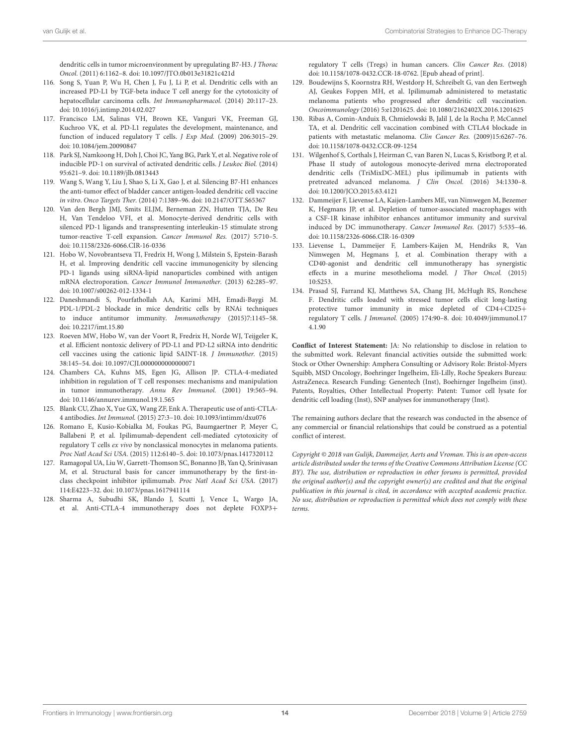dendritic cells in tumor microenvironment by upregulating B7-H3. *J Thorac Oncol.* (2011) 6:1162–8. doi: 10.1097/JTO.0b013e31821c421d

116. Song S, Yuan P, Wu H, Chen J, Fu J, Li P, et al. Dendritic cells with an increased PD-L1 by TGF-beta induce T cell anergy for the cytotoxicity of hepatocellular carcinoma cells. *Int Immunopharmacol.* (2014) 20:117–23. doi: 10.1016/j.intimp.2014.02.027
117. Francisco LM, Salinas VH, Brown KE, Vanguri VK, Freeman GJ, Kuchroo VK, et al. PD-L1 regulates the development, maintenance, and function of induced regulatory T cells. *J Exp Med.* (2009) 206:3015–29. doi: 10.1084/jem.20090847
118. Park SJ, Namkoong H, Doh J, Choi JC, Yang BG, Park Y, et al. Negative role of inducible PD-1 on survival of activated dendritic cells. *J Leukoc Biol.* (2014) 95:621–9. doi: 10.1189/jlb.0813443
119. Wang S, Wang Y, Liu J, Shao S, Li X, Gao J, et al. Silencing B7-H1 enhances the anti-tumor effect of bladder cancer antigen-loaded dendritic cell vaccine *in vitro*. *Onco Targets Ther.* (2014) 7:1389–96. doi: 10.2147/OTT.S65367
120. Van den Bergh JMJ, Smits ELJM, Berneman ZN, Hutten TJA, De Reu H, Van Tendeloo VFI, et al. Monocyte-derived dendritic cells with silenced PD-1 ligands and transpresenting interleukin-15 stimulate strong tumor-reactive T-cell expansion. *Cancer Immunol Res.* (2017) 5:710–5. doi: 10.1158/2326-6066.CIR-16-0336
121. Hobo W, Novobrantseva TI, Fredrix H, Wong J, Milstein S, Epstein-Barash H, et al. Improving dendritic cell vaccine immunogenicity by silencing PD-1 ligands using siRNA-lipid nanoparticles combined with antigen mRNA electroporation. *Cancer Immunol Immunother.* (2013) 62:285–97. doi: 10.1007/s00262-012-1334-1
122. Daneshmandi S, Pourfathollah AA, Karimi MH, Emadi-Baygi M. PDL-1/PDL-2 blockade in mice dendritic cells by RNAi techniques to induce antitumor immunity. *Immunotherapy* (2015)7:1145–58. doi: 10.2217/imt.15.80
123. Roeven MW, Hobo W, van der Voort R, Fredrix H, Norde WJ, Teijgeler K, et al. Efficient nontoxic delivery of PD-L1 and PD-L2 siRNA into dendritic cell vaccines using the cationic lipid SAINT-18. *J Immunother.* (2015) 38:145–54. doi: 10.1097/CJI.0000000000000071
124. Chambers CA, Kuhns MS, Egen JG, Allison JP. CTLA-4-mediated inhibition in regulation of T cell responses: mechanisms and manipulation in tumor immunotherapy. *Annu Rev Immunol.* (2001) 19:565–94. doi: 10.1146/annurev.immunol.19.1.565
125. Blank CU, Zhao X, Yue GX, Wang ZF, Enk A. Therapeutic use of anti-CTLA-4 antibodies. *Int Immunol.* (2015) 27:3–10. doi: 10.1093/intimm/dxu076
126. Romano E, Kusio-Kobialka M, Foukas PG, Baumgaertner P, Meyer C, Ballabeni P, et al. Ipilimumab-dependent cell-mediated cytotoxicity of regulatory T cells *ex vivo* by nonclassical monocytes in melanoma patients. *Proc Natl Acad Sci USA.* (2015) 112:6140–5. doi: 10.1073/pnas.1417320112
127. Ramagopal UA, Liu W, Garrett-Thomson SC, Bonanno JB, Yan Q, Srinivasan M, et al. Structural basis for cancer immunotherapy by the first-in-class checkpoint inhibitor ipilimumab. *Proc Natl Acad Sci USA.* (2017) 114:E4223–32. doi: 10.1073/pnas.1617941114
128. Sharma A, Subudhi SK, Blando J, Scutti J, Vence L, Wargo JA, et al. Anti-CTLA-4 immunotherapy does not deplete FOXP3+ regulatory T cells (Tregs) in human cancers. *Clin Cancer Res.* (2018) doi: 10.1158/1078-0432.CCR-18-0762. [Epub ahead of print].
129. Boudewijns S, Koornstra RH, Westdorp H, Schreibelt G, van den Eertwegh AJ, Geukes Foppen MH, et al. Ipilimumab administered to metastatic melanoma patients who progressed after dendritic cell vaccination. *Oncoimmunology* (2016) 5:e1201625. doi: 10.1080/2162402X.2016.1201625
130. Ribas A, Comin-Anduix B, Chmielowski B, Jalil J, de la Rocha P, McCannel TA, et al. Dendritic cell vaccination combined with CTLA4 blockade in patients with metastatic melanoma. *Clin Cancer Res.* (2009)15:6267–76. doi: 10.1158/1078-0432.CCR-09-1254
131. Wilgenhof S, Corthals J, Heirman C, van Baren N, Lucas S, Kvistborg P, et al. Phase II study of autologous monocyte-derived mrna electroporated dendritic cells (TriMixDC-MEL) plus ipilimumab in patients with pretreated advanced melanoma. *J Clin Oncol.* (2016) 34:1330–8. doi: 10.1200/JCO.2015.63.4121
132. Dammeijer F, Lievense LA, Kaijen-Lambers ME, van Nimwegen M, Bezemer K, Hegmans JP, et al. Depletion of tumor-associated macrophages with a CSF-1R kinase inhibitor enhances antitumor immunity and survival induced by DC immunotherapy. *Cancer Immunol Res.* (2017) 5:535–46. doi: 10.1158/2326-6066.CIR-16-0309
133. Lievense L, Dammeijer F, Lambers-Kaijen M, Hendriks R, Van Nimwegen M, Hegmans J, et al. Combination therapy with a CD40-agonist and dendritic cell immunotherapy has synergistic effects in a murine mesothelioma model. *J Thor Oncol.* (2015) 10:S253.
134. Prasad SJ, Farrand KJ, Matthews SA, Chang JH, McHugh RS, Ronchese F. Dendritic cells loaded with stressed tumor cells elicit long-lasting protective tumor immunity in mice depleted of CD4+CD25+ regulatory T cells. *J Immunol.* (2005) 174:90–8. doi: 10.4049/jimmunol.174.1.90

**Conflict of Interest Statement:** JA: No relationship to disclose in relation to the submitted work. Relevant financial activities outside the submitted work: Stock or Other Ownership: Amphera Consulting or Advisory Role: Bristol-Myers Squibb, MSD Oncology, Boehringer Ingelheim, Eli-Lilly, Roche Speakers Bureau: AstraZeneca. Research Funding: Genentech (Inst), Boehirnger Ingelheim (inst). Patents, Royalties, Other Intellectual Property: Patent: Tumor cell lysate for dendritic cell loading (Inst), SNP analyses for immunotherapy (Inst).

The remaining authors declare that the research was conducted in the absence of any commercial or financial relationships that could be construed as a potential conflict of interest.

*Copyright © 2018 van Gulijk, Dammeijer, Aerts and Vroman. This is an open-access article distributed under the terms of the Creative Commons Attribution License (CC BY). The use, distribution or reproduction in other forums is permitted, provided the original author(s) and the copyright owner(s) are credited and that the original publication in this journal is cited, in accordance with accepted academic practice. No use, distribution or reproduction is permitted which does not comply with these terms.*